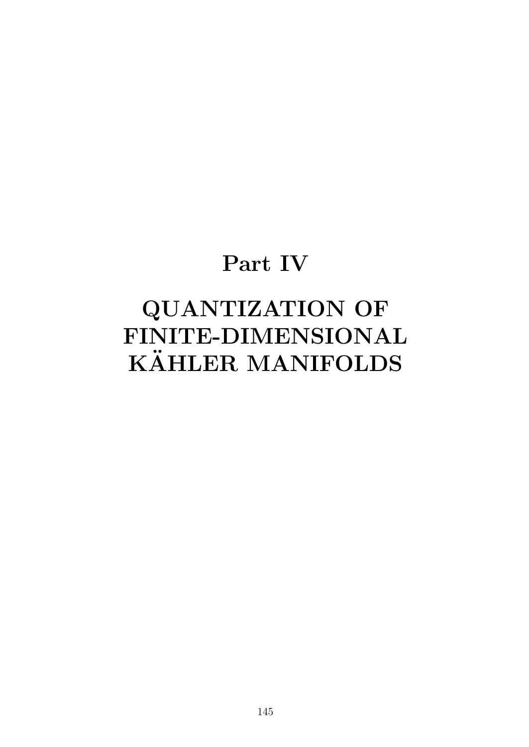# Part IV

# QUANTIZATION OF FINITE-DIMENSIONAL KÄHLER MANIFOLDS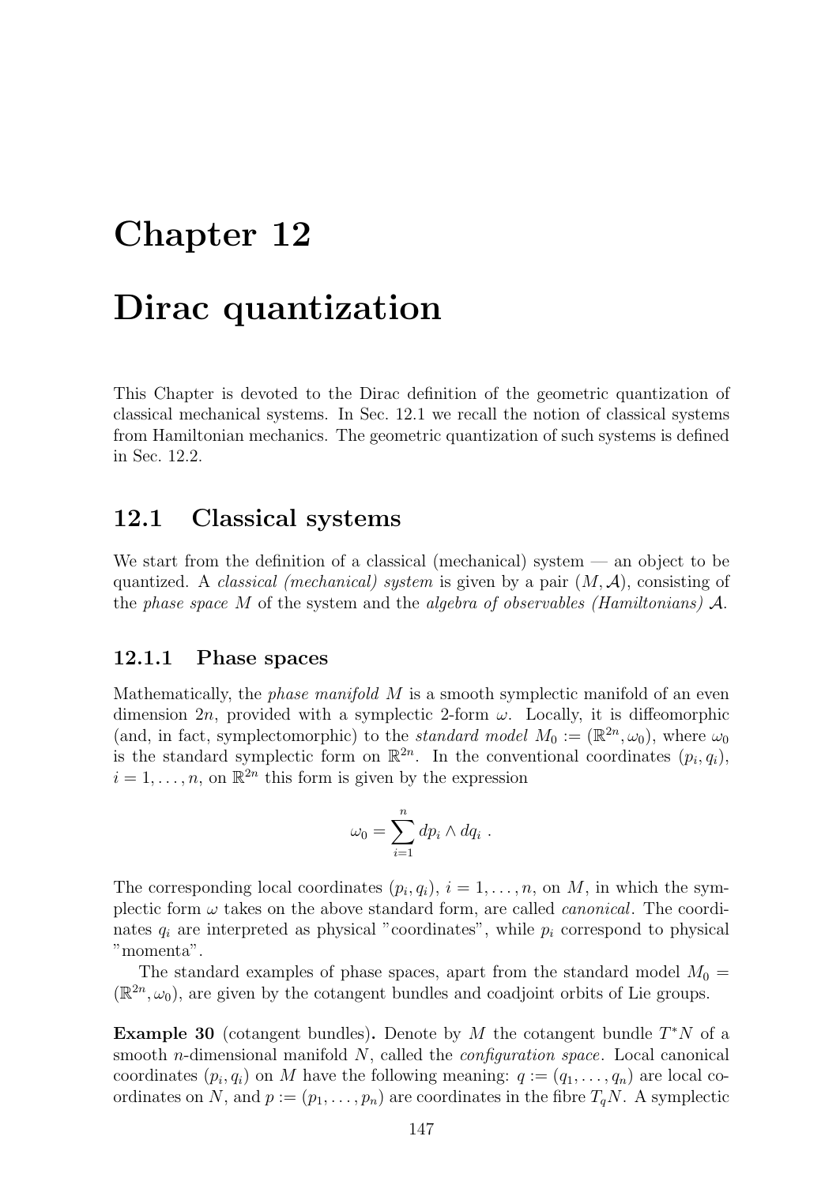# Chapter 12

# Dirac quantization

This Chapter is devoted to the Dirac definition of the geometric quantization of classical mechanical systems. In Sec. 12.1 we recall the notion of classical systems from Hamiltonian mechanics. The geometric quantization of such systems is defined in Sec. 12.2.

## 12.1 Classical systems

We start from the definition of a classical (mechanical) system — an object to be quantized. A *classical (mechanical) system* is given by a pair $(M, \mathcal{A})$, consisting of the *phase space* $M$ of the system and the *algebra of observables (Hamiltonians)* $\mathcal{A}$.

### 12.1.1 Phase spaces

Mathematically, the *phase manifold* $M$ is a smooth symplectic manifold of an even dimension $2n$, provided with a symplectic 2-form $\omega$. Locally, it is diffeomorphic (and, in fact, symplectomorphic) to the *standard model* $M_0 := (\mathbb{R}^{2n}, \omega_0)$, where $\omega_0$ is the standard symplectic form on $\mathbb{R}^{2n}$. In the conventional coordinates $(p_i, q_i)$, $i = 1, \ldots, n$, on $\mathbb{R}^{2n}$ this form is given by the expression

$$\omega_0 = \sum_{i=1}^{n} dp_i \wedge dq_i \ .$$

The corresponding local coordinates $(p_i, q_i)$, $i = 1, \ldots, n$, on $M$, in which the symplectic form $\omega$ takes on the above standard form, are called *canonical*. The coordinates $q_i$ are interpreted as physical "coordinates", while $p_i$ correspond to physical "momenta".

The standard examples of phase spaces, apart from the standard model $M_0 = (\mathbb{R}^{2n}, \omega_0)$, are given by the cotangent bundles and coadjoint orbits of Lie groups.

**Example 30** (cotangent bundles)**.** Denote by $M$ the cotangent bundle $T^*N$ of a smooth $n$-dimensional manifold $N$, called the *configuration space*. Local canonical coordinates $(p_i, q_i)$ on $M$ have the following meaning: $q := (q_1, \ldots, q_n)$ are local coordinates on $N$, and $p := (p_1, \ldots, p_n)$ are coordinates in the fibre $T_qN$. A symplectic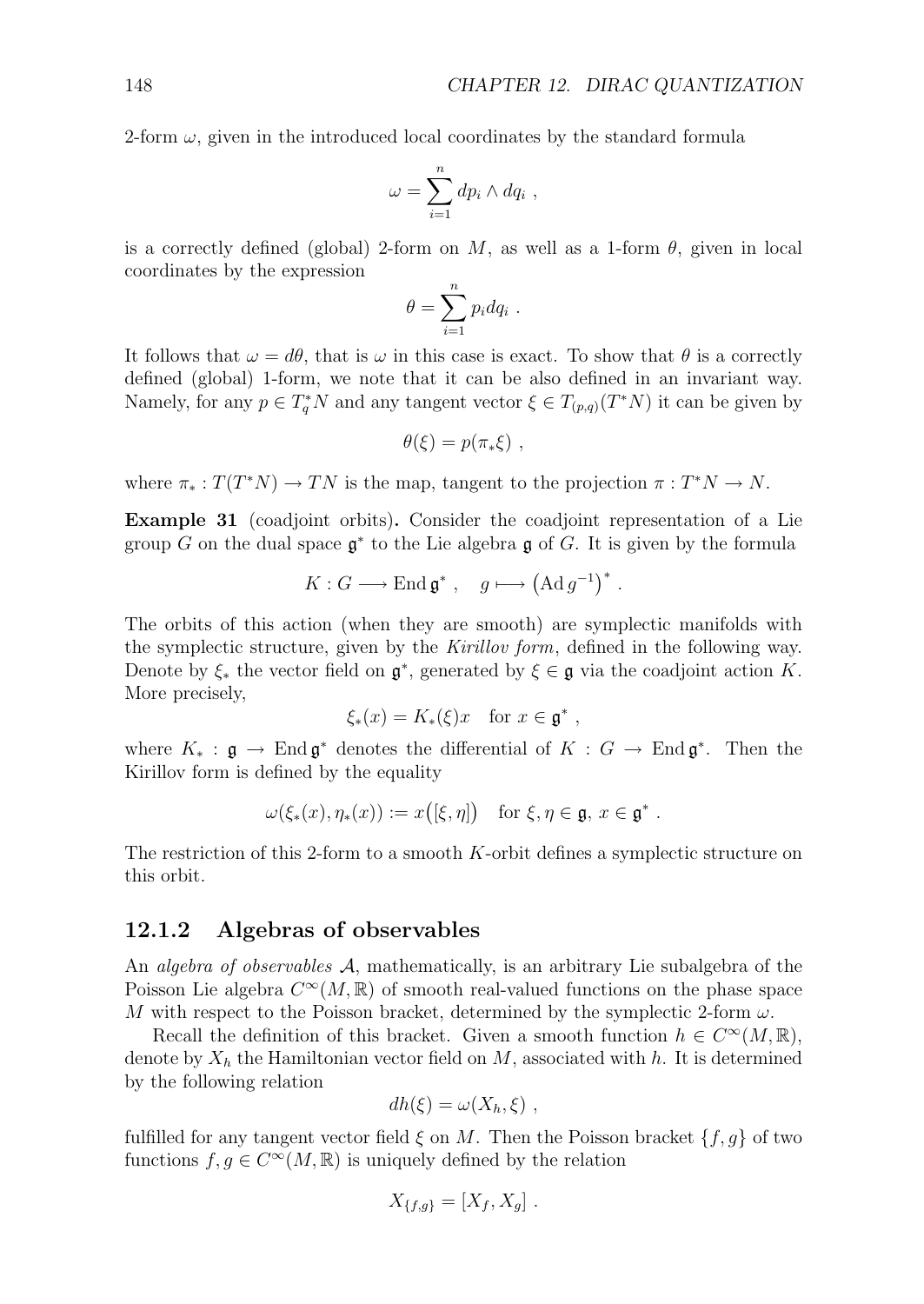2-form $\omega$, given in the introduced local coordinates by the standard formula

$$\omega = \sum_{i=1}^{n} dp_i \wedge dq_i \ ,$$

is a correctly defined (global) 2-form on $M$, as well as a 1-form $\theta$, given in local coordinates by the expression

$$\theta = \sum_{i=1}^{n} p_i dq_i \ .$$

It follows that $\omega = d\theta$, that is $\omega$ in this case is exact. To show that $\theta$ is a correctly defined (global) 1-form, we note that it can be also defined in an invariant way. Namely, for any $p \in T_q^* N$ and any tangent vector $\xi \in T_{(p,q)}(T^*N)$ it can be given by

$$\theta(\xi) = p(\pi_* \xi) \ ,$$

where $\pi_* : T(T^*N) \to TN$ is the map, tangent to the projection $\pi : T^*N \to N$.

**Example 31** (coadjoint orbits)**.** Consider the coadjoint representation of a Lie group $G$ on the dual space $\mathfrak{g}^*$ to the Lie algebra $\mathfrak{g}$ of $G$. It is given by the formula

$$K : G \longrightarrow \operatorname{End} \mathfrak{g}^* \ , \quad g \longmapsto \left(\operatorname{Ad} g^{-1}\right)^* \ .$$

The orbits of this action (when they are smooth) are symplectic manifolds with the symplectic structure, given by the *Kirillov form*, defined in the following way. Denote by $\xi_*$ the vector field on $\mathfrak{g}^*$, generated by $\xi \in \mathfrak{g}$ via the coadjoint action $K$. More precisely,

$$\xi_*(x) = K_*(\xi)x \quad \text{for } x \in \mathfrak{g}^* \ ,$$

where $K_* : \mathfrak{g} \to \operatorname{End} \mathfrak{g}^*$ denotes the differential of $K : G \to \operatorname{End} \mathfrak{g}^*$. Then the Kirillov form is defined by the equality

$$\omega(\xi_*(x), \eta_*(x)) := x\big([\xi, \eta]\big) \quad \text{for } \xi, \eta \in \mathfrak{g}, \ x \in \mathfrak{g}^* \ .$$

The restriction of this 2-form to a smooth $K$-orbit defines a symplectic structure on this orbit.

### 12.1.2 Algebras of observables

An *algebra of observables* $\mathcal{A}$, mathematically, is an arbitrary Lie subalgebra of the Poisson Lie algebra $C^\infty(M, \mathbb{R})$ of smooth real-valued functions on the phase space $M$ with respect to the Poisson bracket, determined by the symplectic 2-form $\omega$.

Recall the definition of this bracket. Given a smooth function $h \in C^\infty(M, \mathbb{R})$, denote by $X_h$ the Hamiltonian vector field on $M$, associated with $h$. It is determined by the following relation

$$dh(\xi) = \omega(X_h, \xi) \ ,$$

fulfilled for any tangent vector field $\xi$ on $M$. Then the Poisson bracket $\{f, g\}$ of two functions $f, g \in C^\infty(M, \mathbb{R})$ is uniquely defined by the relation

$$X_{\{f,g\}} = [X_f, X_g] \ .$$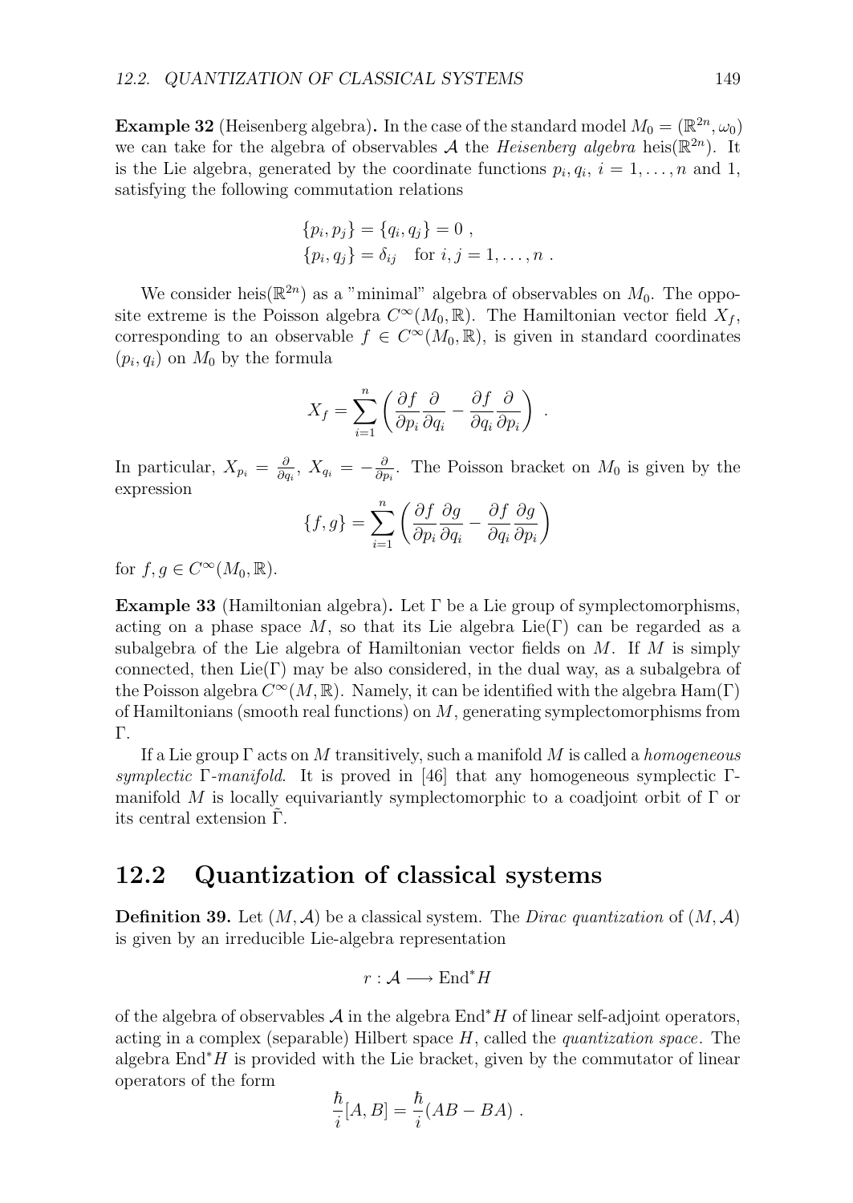**Example 32** (Heisenberg algebra)**.** In the case of the standard model $M_0 = (\mathbb{R}^{2n}, \omega_0)$ we can take for the algebra of observables $\mathcal{A}$ the *Heisenberg algebra* $\text{heis}(\mathbb{R}^{2n})$. It is the Lie algebra, generated by the coordinate functions $p_i, q_i$, $i = 1, \ldots, n$ and 1, satisfying the following commutation relations

$$
\begin{aligned}
&\{p_i, p_j\} = \{q_i, q_j\} = 0 \; , \\
&\{p_i, q_j\} = \delta_{ij} \quad \text{for } i, j = 1, \ldots, n \; .
\end{aligned}
$$

We consider $\text{heis}(\mathbb{R}^{2n})$ as a "minimal" algebra of observables on $M_0$. The opposite extreme is the Poisson algebra $C^\infty(M_0, \mathbb{R})$. The Hamiltonian vector field $X_f$, corresponding to an observable $f \in C^\infty(M_0, \mathbb{R})$, is given in standard coordinates $(p_i, q_i)$ on $M_0$ by the formula

$$
X_f = \sum_{i=1}^{n} \left( \frac{\partial f}{\partial p_i} \frac{\partial}{\partial q_i} - \frac{\partial f}{\partial q_i} \frac{\partial}{\partial p_i} \right) \; .
$$

In particular, $X_{p_i} = \frac{\partial}{\partial q_i}$, $X_{q_i} = -\frac{\partial}{\partial p_i}$. The Poisson bracket on $M_0$ is given by the expression

$$
\{f, g\} = \sum_{i=1}^{n} \left( \frac{\partial f}{\partial p_i} \frac{\partial g}{\partial q_i} - \frac{\partial f}{\partial q_i} \frac{\partial g}{\partial p_i} \right)
$$

for $f, g \in C^\infty(M_0, \mathbb{R})$.

**Example 33** (Hamiltonian algebra)**.** Let $\Gamma$ be a Lie group of symplectomorphisms, acting on a phase space $M$, so that its Lie algebra $\text{Lie}(\Gamma)$ can be regarded as a subalgebra of the Lie algebra of Hamiltonian vector fields on $M$. If $M$ is simply connected, then $\text{Lie}(\Gamma)$ may be also considered, in the dual way, as a subalgebra of the Poisson algebra $C^\infty(M, \mathbb{R})$. Namely, it can be identified with the algebra $\text{Ham}(\Gamma)$ of Hamiltonians (smooth real functions) on $M$, generating symplectomorphisms from $\Gamma$.

If a Lie group $\Gamma$ acts on $M$ transitively, such a manifold $M$ is called a *homogeneous symplectic* $\Gamma$*-manifold*. It is proved in [46] that any homogeneous symplectic $\Gamma$-manifold $M$ is locally equivariantly symplectomorphic to a coadjoint orbit of $\Gamma$ or its central extension $\tilde{\Gamma}$.

## 12.2 Quantization of classical systems

**Definition 39.** Let $(M, \mathcal{A})$ be a classical system. The *Dirac quantization* of $(M, \mathcal{A})$ is given by an irreducible Lie-algebra representation

$$
r : \mathcal{A} \longrightarrow \text{End}^* H
$$

of the algebra of observables $\mathcal{A}$ in the algebra $\text{End}^* H$ of linear self-adjoint operators, acting in a complex (separable) Hilbert space $H$, called the *quantization space*. The algebra $\text{End}^* H$ is provided with the Lie bracket, given by the commutator of linear operators of the form

$$
\frac{\hbar}{i}[A, B] = \frac{\hbar}{i}(AB - BA) \; .
$$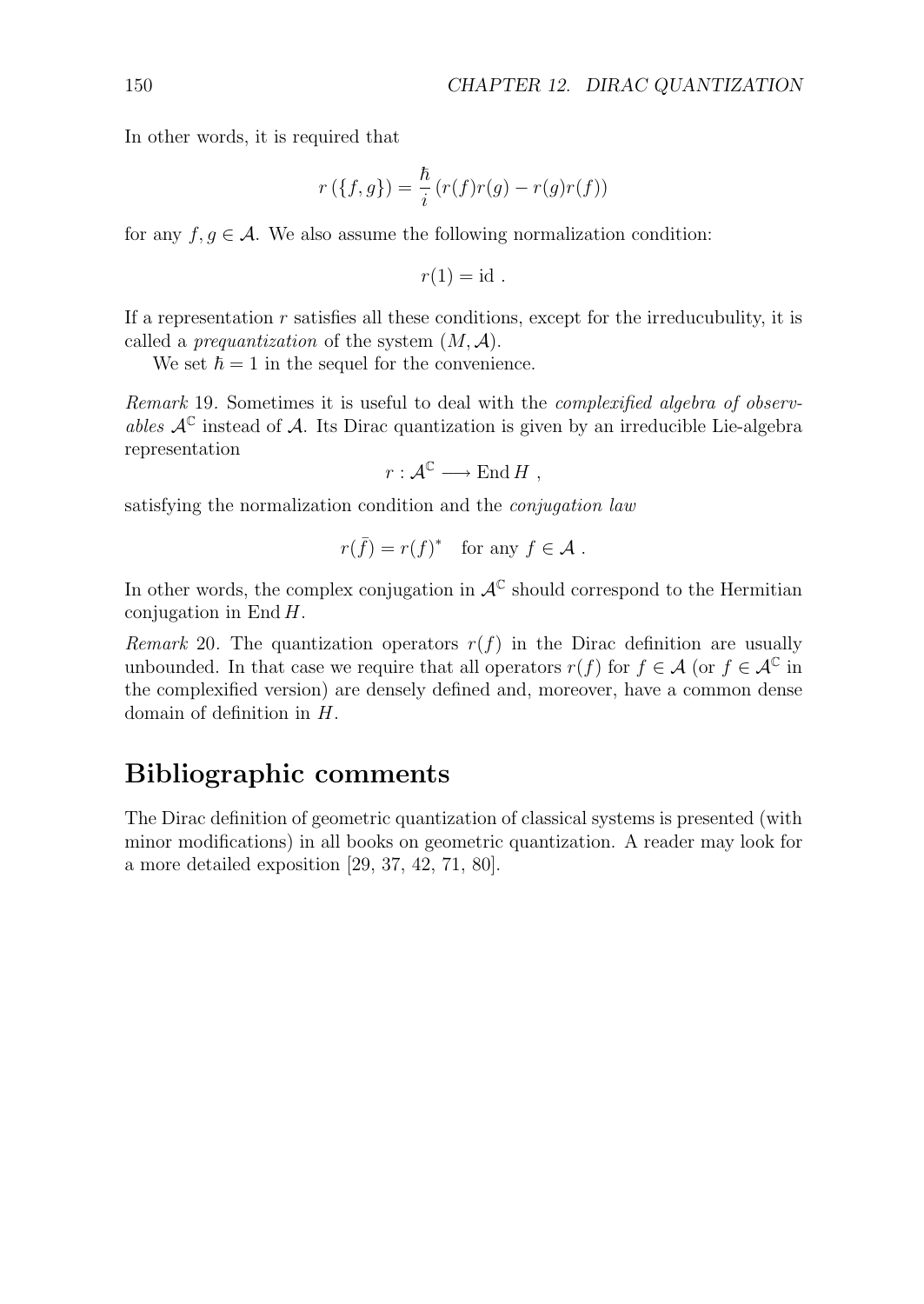In other words, it is required that

$$r\left(\{f,g\}\right)=\frac{\hbar}{i}\left(r(f)r(g)-r(g)r(f)\right)$$

for any $f,g\in\mathcal{A}$. We also assume the following normalization condition:

$$r(1)=\mathrm{id}\ .$$

If a representation $r$ satisfies all these conditions, except for the irreducubility, it is called a *prequantization* of the system $(M,\mathcal{A})$.

We set $\hbar=1$ in the sequel for the convenience.

*Remark* 19. Sometimes it is useful to deal with the *complexified algebra of observables* $\mathcal{A}^{\mathbb{C}}$ instead of $\mathcal{A}$. Its Dirac quantization is given by an irreducible Lie-algebra representation

$$r:\mathcal{A}^{\mathbb{C}}\longrightarrow\mathrm{End}\,H\ ,$$

satisfying the normalization condition and the *conjugation law*

$$r(\bar{f})=r(f)^{*}\quad\text{for any } f\in\mathcal{A}\ .$$

In other words, the complex conjugation in $\mathcal{A}^{\mathbb{C}}$ should correspond to the Hermitian conjugation in $\mathrm{End}\,H$.

*Remark* 20. The quantization operators $r(f)$ in the Dirac definition are usually unbounded. In that case we require that all operators $r(f)$ for $f\in\mathcal{A}$ (or $f\in\mathcal{A}^{\mathbb{C}}$ in the complexified version) are densely defined and, moreover, have a common dense domain of definition in $H$.

## Bibliographic comments

The Dirac definition of geometric quantization of classical systems is presented (with minor modifications) in all books on geometric quantization. A reader may look for a more detailed exposition [29, 37, 42, 71, 80].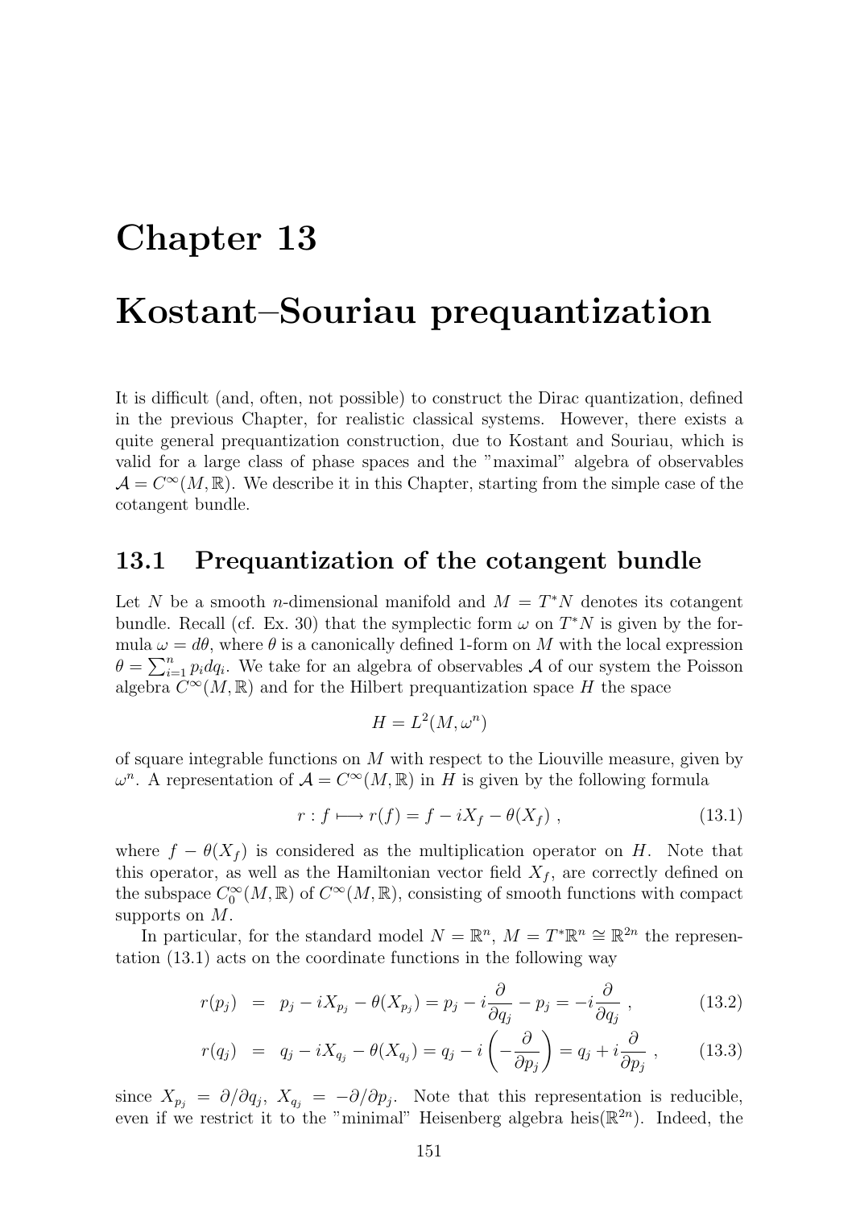# Chapter 13

# Kostant–Souriau prequantization

It is difficult (and, often, not possible) to construct the Dirac quantization, defined in the previous Chapter, for realistic classical systems. However, there exists a quite general prequantization construction, due to Kostant and Souriau, which is valid for a large class of phase spaces and the "maximal" algebra of observables $\mathcal{A} = C^\infty(M, \mathbb{R})$. We describe it in this Chapter, starting from the simple case of the cotangent bundle.

## 13.1 Prequantization of the cotangent bundle

Let $N$ be a smooth $n$-dimensional manifold and $M = T^*N$ denotes its cotangent bundle. Recall (cf. Ex. 30) that the symplectic form $\omega$ on $T^*N$ is given by the formula $\omega = d\theta$, where $\theta$ is a canonically defined 1-form on $M$ with the local expression $\theta = \sum_{i=1}^n p_i dq_i$. We take for an algebra of observables $\mathcal{A}$ of our system the Poisson algebra $C^\infty(M, \mathbb{R})$ and for the Hilbert prequantization space $H$ the space

$$H = L^2(M, \omega^n)$$

of square integrable functions on $M$ with respect to the Liouville measure, given by $\omega^n$. A representation of $\mathcal{A} = C^\infty(M, \mathbb{R})$ in $H$ is given by the following formula

$$r : f \longmapsto r(f) = f - iX_f - \theta(X_f) \;, \tag{13.1}$$

where $f - \theta(X_f)$ is considered as the multiplication operator on $H$. Note that this operator, as well as the Hamiltonian vector field $X_f$, are correctly defined on the subspace $C_0^\infty(M, \mathbb{R})$ of $C^\infty(M, \mathbb{R})$, consisting of smooth functions with compact supports on $M$.

In particular, for the standard model $N = \mathbb{R}^n$, $M = T^*\mathbb{R}^n \cong \mathbb{R}^{2n}$ the representation (13.1) acts on the coordinate functions in the following way

$$r(p_j) = p_j - iX_{p_j} - \theta(X_{p_j}) = p_j - i\frac{\partial}{\partial q_j} - p_j = -i\frac{\partial}{\partial q_j} \;, \tag{13.2}$$

$$r(q_j) = q_j - iX_{q_j} - \theta(X_{q_j}) = q_j - i\left(-\frac{\partial}{\partial p_j}\right) = q_j + i\frac{\partial}{\partial p_j} \;, \tag{13.3}$$

since $X_{p_j} = \partial/\partial q_j$, $X_{q_j} = -\partial/\partial p_j$. Note that this representation is reducible, even if we restrict it to the "minimal" Heisenberg algebra $\mathrm{heis}(\mathbb{R}^{2n})$. Indeed, the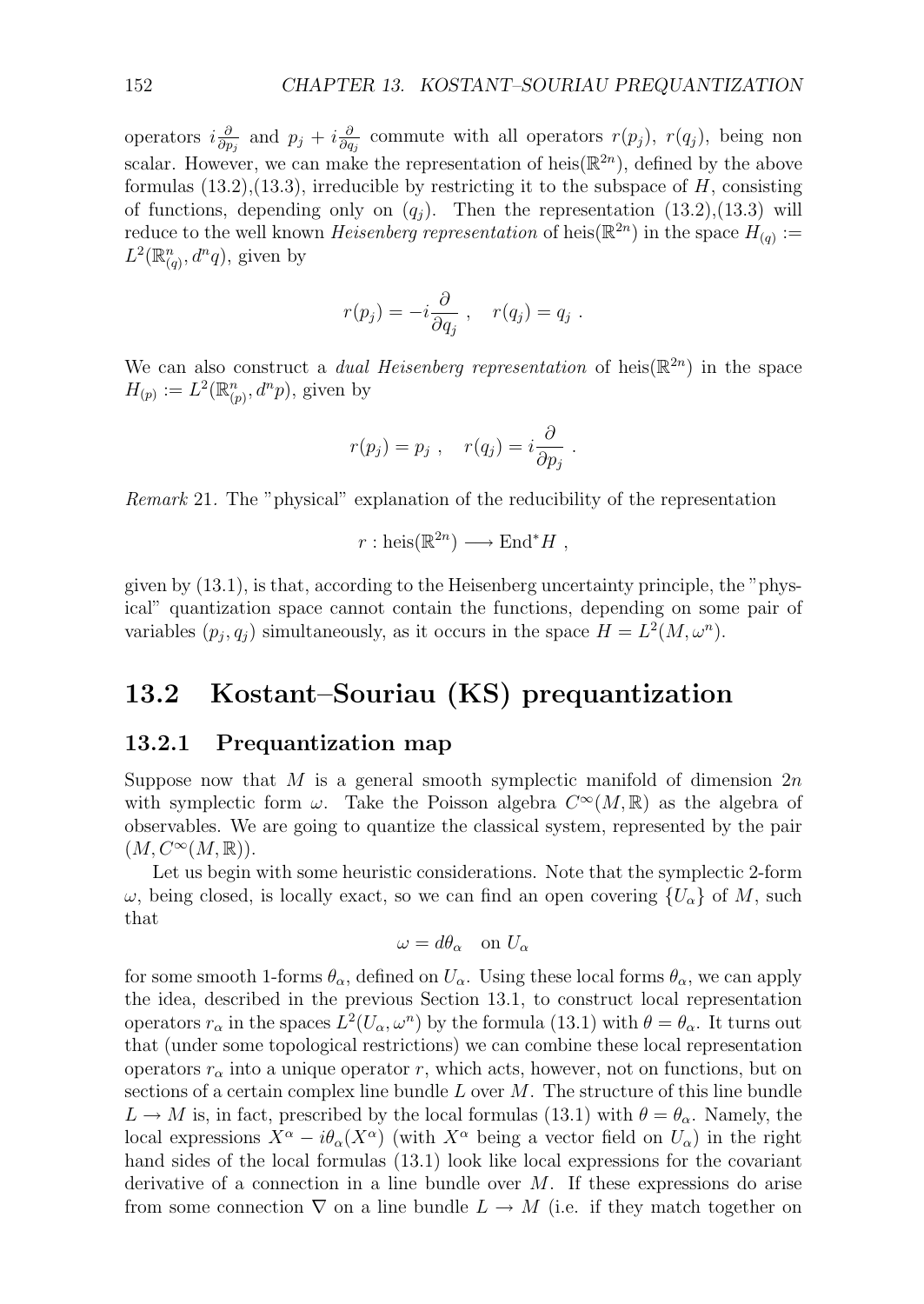operators $i\frac{\partial}{\partial p_j}$ and $p_j + i\frac{\partial}{\partial q_j}$ commute with all operators $r(p_j)$, $r(q_j)$, being non scalar. However, we can make the representation of $\mathrm{heis}(\mathbb{R}^{2n})$, defined by the above formulas (13.2),(13.3), irreducible by restricting it to the subspace of $H$, consisting of functions, depending only on $(q_j)$. Then the representation (13.2),(13.3) will reduce to the well known *Heisenberg representation* of $\mathrm{heis}(\mathbb{R}^{2n})$ in the space $H_{(q)} := L^2(\mathbb{R}^n_{(q)}, d^n q)$, given by

$$r(p_j) = -i\frac{\partial}{\partial q_j} \ , \quad r(q_j) = q_j \ .$$

We can also construct a *dual Heisenberg representation* of $\mathrm{heis}(\mathbb{R}^{2n})$ in the space $H_{(p)} := L^2(\mathbb{R}^n_{(p)}, d^n p)$, given by

$$r(p_j) = p_j \ , \quad r(q_j) = i\frac{\partial}{\partial p_j} \ .$$

*Remark* 21. The "physical" explanation of the reducibility of the representation

$$r : \mathrm{heis}(\mathbb{R}^{2n}) \longrightarrow \mathrm{End}^* H \ ,$$

given by (13.1), is that, according to the Heisenberg uncertainty principle, the "physical" quantization space cannot contain the functions, depending on some pair of variables $(p_j, q_j)$ simultaneously, as it occurs in the space $H = L^2(M, \omega^n)$.

## 13.2 Kostant–Souriau (KS) prequantization

### 13.2.1 Prequantization map

Suppose now that $M$ is a general smooth symplectic manifold of dimension $2n$ with symplectic form $\omega$. Take the Poisson algebra $C^\infty(M, \mathbb{R})$ as the algebra of observables. We are going to quantize the classical system, represented by the pair $(M, C^\infty(M, \mathbb{R}))$.

Let us begin with some heuristic considerations. Note that the symplectic 2-form $\omega$, being closed, is locally exact, so we can find an open covering $\{U_\alpha\}$ of $M$, such that

$$\omega = d\theta_\alpha \quad \text{on } U_\alpha$$

for some smooth 1-forms $\theta_\alpha$, defined on $U_\alpha$. Using these local forms $\theta_\alpha$, we can apply the idea, described in the previous Section 13.1, to construct local representation operators $r_\alpha$ in the spaces $L^2(U_\alpha, \omega^n)$ by the formula (13.1) with $\theta = \theta_\alpha$. It turns out that (under some topological restrictions) we can combine these local representation operators $r_\alpha$ into a unique operator $r$, which acts, however, not on functions, but on sections of a certain complex line bundle $L$ over $M$. The structure of this line bundle $L \to M$ is, in fact, prescribed by the local formulas (13.1) with $\theta = \theta_\alpha$. Namely, the local expressions $X^\alpha - i\theta_\alpha(X^\alpha)$ (with $X^\alpha$ being a vector field on $U_\alpha$) in the right hand sides of the local formulas (13.1) look like local expressions for the covariant derivative of a connection in a line bundle over $M$. If these expressions do arise from some connection $\nabla$ on a line bundle $L \to M$ (i.e. if they match together on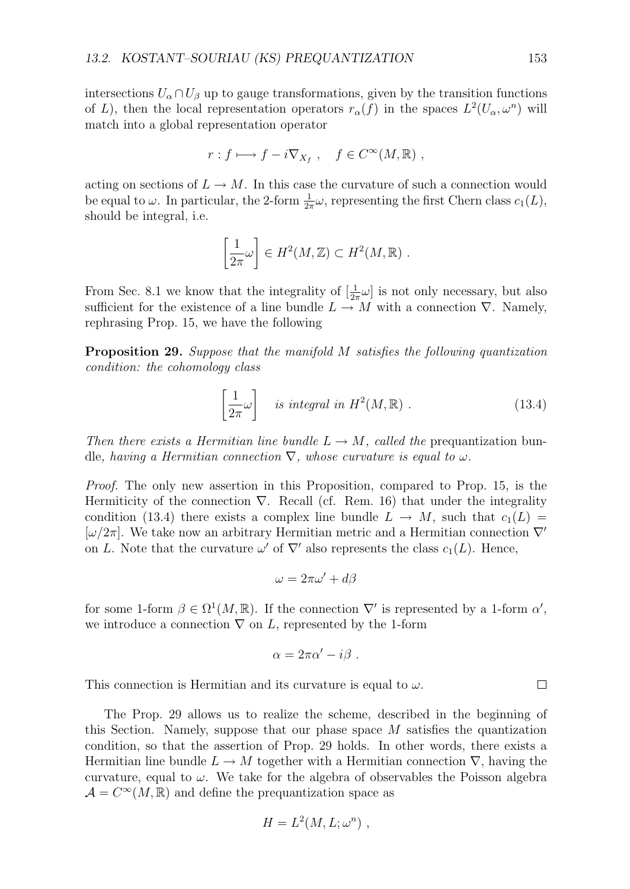intersections $U_\alpha \cap U_\beta$ up to gauge transformations, given by the transition functions of $L$), then the local representation operators $r_\alpha(f)$ in the spaces $L^2(U_\alpha, \omega^n)$ will match into a global representation operator

$$r : f \longmapsto f - i\nabla_{X_f} \ , \quad f \in C^\infty(M, \mathbb{R}) \ ,$$

acting on sections of $L \to M$. In this case the curvature of such a connection would be equal to $\omega$. In particular, the 2-form $\frac{1}{2\pi}\omega$, representing the first Chern class $c_1(L)$, should be integral, i.e.

$$\left[\frac{1}{2\pi}\omega\right] \in H^2(M, \mathbb{Z}) \subset H^2(M, \mathbb{R}) \ .$$

From Sec. 8.1 we know that the integrality of $[\frac{1}{2\pi}\omega]$ is not only necessary, but also sufficient for the existence of a line bundle $L \to M$ with a connection $\nabla$. Namely, rephrasing Prop. 15, we have the following

**Proposition 29.** *Suppose that the manifold $M$ satisfies the following quantization condition: the cohomology class*

$$\left[\frac{1}{2\pi}\omega\right] \quad \textit{is integral in } H^2(M, \mathbb{R}) \ . \tag{13.4}$$

*Then there exists a Hermitian line bundle $L \to M$, called the* prequantization bundle*, having a Hermitian connection $\nabla$, whose curvature is equal to $\omega$.*

*Proof.* The only new assertion in this Proposition, compared to Prop. 15, is the Hermiticity of the connection $\nabla$. Recall (cf. Rem. 16) that under the integrality condition (13.4) there exists a complex line bundle $L \to M$, such that $c_1(L) = [\omega/2\pi]$. We take now an arbitrary Hermitian metric and a Hermitian connection $\nabla'$ on $L$. Note that the curvature $\omega'$ of $\nabla'$ also represents the class $c_1(L)$. Hence,

$$\omega = 2\pi\omega' + d\beta$$

for some 1-form $\beta \in \Omega^1(M, \mathbb{R})$. If the connection $\nabla'$ is represented by a 1-form $\alpha'$, we introduce a connection $\nabla$ on $L$, represented by the 1-form

$$\alpha = 2\pi\alpha' - i\beta \ .$$

This connection is Hermitian and its curvature is equal to $\omega$. $\square$

The Prop. 29 allows us to realize the scheme, described in the beginning of this Section. Namely, suppose that our phase space $M$ satisfies the quantization condition, so that the assertion of Prop. 29 holds. In other words, there exists a Hermitian line bundle $L \to M$ together with a Hermitian connection $\nabla$, having the curvature, equal to $\omega$. We take for the algebra of observables the Poisson algebra $\mathcal{A} = C^\infty(M, \mathbb{R})$ and define the prequantization space as

$$H = L^2(M, L; \omega^n) \ ,$$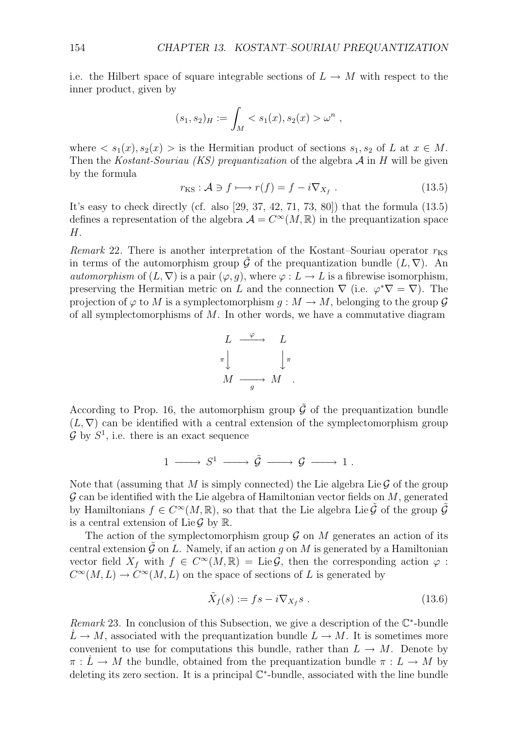i.e. the Hilbert space of square integrable sections of $L \to M$ with respect to the inner product, given by

$$(s_1, s_2)_H := \int_M < s_1(x), s_2(x) > \omega^n ,$$

where $< s_1(x), s_2(x) >$ is the Hermitian product of sections $s_1, s_2$ of $L$ at $x \in M$. Then the *Kostant-Souriau (KS) prequantization* of the algebra $\mathcal{A}$ in $H$ will be given by the formula

$$r_{\mathrm{KS}} : \mathcal{A} \ni f \longmapsto r(f) = f - i\nabla_{X_f} . \tag{13.5}$$

It's easy to check directly (cf. also [29, 37, 42, 71, 73, 80]) that the formula (13.5) defines a representation of the algebra $\mathcal{A} = C^\infty(M, \mathbb{R})$ in the prequantization space $H$.

*Remark* 22. There is another interpretation of the Kostant–Souriau operator $r_{\mathrm{KS}}$ in terms of the automorphism group $\tilde{\mathcal{G}}$ of the prequantization bundle $(L, \nabla)$. An *automorphism* of $(L, \nabla)$ is a pair $(\varphi, g)$, where $\varphi : L \to L$ is a fibrewise isomorphism, preserving the Hermitian metric on $L$ and the connection $\nabla$ (i.e. $\varphi^*\nabla = \nabla$). The projection of $\varphi$ to $M$ is a symplectomorphism $g : M \to M$, belonging to the group $\mathcal{G}$ of all symplectomorphisms of $M$. In other words, we have a commutative diagram

$$\begin{array}{ccc} L & \xrightarrow{\ \varphi\ } & L \\ {\scriptstyle\pi}\downarrow & & \downarrow{\scriptstyle\pi} \\ M & \xrightarrow[\ g\ ]{} & M \end{array} .$$

According to Prop. 16, the automorphism group $\tilde{\mathcal{G}}$ of the prequantization bundle $(L, \nabla)$ can be identified with a central extension of the symplectomorphism group $\mathcal{G}$ by $S^1$, i.e. there is an exact sequence

$$1 \longrightarrow S^1 \longrightarrow \tilde{\mathcal{G}} \longrightarrow \mathcal{G} \longrightarrow 1 .$$

Note that (assuming that $M$ is simply connected) the Lie algebra $\mathrm{Lie}\,\mathcal{G}$ of the group $\mathcal{G}$ can be identified with the Lie algebra of Hamiltonian vector fields on $M$, generated by Hamiltonians $f \in C^\infty(M, \mathbb{R})$, so that that the Lie algebra $\mathrm{Lie}\,\tilde{\mathcal{G}}$ of the group $\tilde{\mathcal{G}}$ is a central extension of $\mathrm{Lie}\,\mathcal{G}$ by $\mathbb{R}$.

The action of the symplectomorphism group $\mathcal{G}$ on $M$ generates an action of its central extension $\tilde{\mathcal{G}}$ on $L$. Namely, if an action $g$ on $M$ is generated by a Hamiltonian vector field $X_f$ with $f \in C^\infty(M, \mathbb{R}) = \mathrm{Lie}\,\mathcal{G}$, then the corresponding action $\varphi : C^\infty(M, L) \to C^\infty(M, L)$ on the space of sections of $L$ is generated by

$$\tilde{X}_f(s) := fs - i\nabla_{X_f} s . \tag{13.6}$$

*Remark* 23. In conclusion of this Subsection, we give a description of the $\mathbb{C}^*$-bundle $\dot{L} \to M$, associated with the prequantization bundle $L \to M$. It is sometimes more convenient to use for computations this bundle, rather than $L \to M$. Denote by $\pi : \dot{L} \to M$ the bundle, obtained from the prequantization bundle $\pi : L \to M$ by deleting its zero section. It is a principal $\mathbb{C}^*$-bundle, associated with the line bundle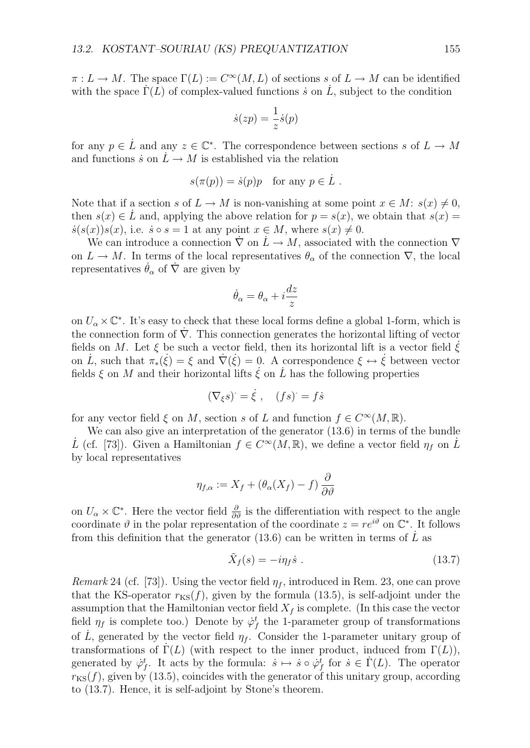$\pi : L \to M$. The space $\Gamma(L) := C^\infty(M, L)$ of sections $s$ of $L \to M$ can be identified with the space $\dot\Gamma(L)$ of complex-valued functions $\dot s$ on $\dot L$, subject to the condition

$$\dot s(zp) = \frac{1}{z}\dot s(p)$$

for any $p \in \dot L$ and any $z \in \mathbb{C}^*$. The correspondence between sections $s$ of $L \to M$ and functions $\dot s$ on $\dot L \to M$ is established via the relation

$$s(\pi(p)) = \dot s(p)p \quad \text{for any } p \in \dot L \ .$$

Note that if a section $s$ of $L \to M$ is non-vanishing at some point $x \in M$: $s(x) \neq 0$, then $s(x) \in \dot L$ and, applying the above relation for $p = s(x)$, we obtain that $s(x) = \dot s(s(x))s(x)$, i.e. $\dot s \circ s = 1$ at any point $x \in M$, where $s(x) \neq 0$.

We can introduce a connection $\dot\nabla$ on $\dot L \to M$, associated with the connection $\nabla$ on $L \to M$. In terms of the local representatives $\theta_\alpha$ of the connection $\nabla$, the local representatives $\dot\theta_\alpha$ of $\dot\nabla$ are given by

$$\dot\theta_\alpha = \theta_\alpha + i\frac{dz}{z}$$

on $U_\alpha \times \mathbb{C}^*$. It's easy to check that these local forms define a global 1-form, which is the connection form of $\dot\nabla$. This connection generates the horizontal lifting of vector fields on $M$. Let $\xi$ be such a vector field, then its horizontal lift is a vector field $\dot\xi$ on $\dot L$, such that $\pi_*(\dot\xi) = \xi$ and $\dot\nabla(\dot\xi) = 0$. A correspondence $\xi \leftrightarrow \dot\xi$ between vector fields $\xi$ on $M$ and their horizontal lifts $\dot\xi$ on $\dot L$ has the following properties

$$(\nabla_\xi s)^{\cdot} = \dot\xi \ , \quad (fs)^{\cdot} = f\dot s$$

for any vector field $\xi$ on $M$, section $s$ of $L$ and function $f \in C^\infty(M, \mathbb{R})$.

We can also give an interpretation of the generator (13.6) in terms of the bundle $\dot L$ (cf. [73]). Given a Hamiltonian $f \in C^\infty(M, \mathbb{R})$, we define a vector field $\eta_f$ on $\dot L$ by local representatives

$$\eta_{f,\alpha} := X_f + (\theta_\alpha(X_f) - f)\frac{\partial}{\partial\vartheta}$$

on $U_\alpha \times \mathbb{C}^*$. Here the vector field $\frac{\partial}{\partial\vartheta}$ is the differentiation with respect to the angle coordinate $\vartheta$ in the polar representation of the coordinate $z = re^{i\vartheta}$ on $\mathbb{C}^*$. It follows from this definition that the generator (13.6) can be written in terms of $\dot L$ as

$$\tilde X_f(s) = -i\eta_f\dot s \ . \tag{13.7}$$

*Remark* 24 (cf. [73]). Using the vector field $\eta_f$, introduced in Rem. 23, one can prove that the KS-operator $r_{\mathrm{KS}}(f)$, given by the formula (13.5), is self-adjoint under the assumption that the Hamiltonian vector field $X_f$ is complete. (In this case the vector field $\eta_f$ is complete too.) Denote by $\dot\varphi_f^t$ the 1-parameter group of transformations of $\dot L$, generated by the vector field $\eta_f$. Consider the 1-parameter unitary group of transformations of $\dot\Gamma(L)$ (with respect to the inner product, induced from $\Gamma(L)$), generated by $\dot\varphi_f^t$. It acts by the formula: $\dot s \mapsto \dot s \circ \dot\varphi_f^t$ for $\dot s \in \dot\Gamma(L)$. The operator $r_{\mathrm{KS}}(f)$, given by (13.5), coincides with the generator of this unitary group, according to (13.7). Hence, it is self-adjoint by Stone's theorem.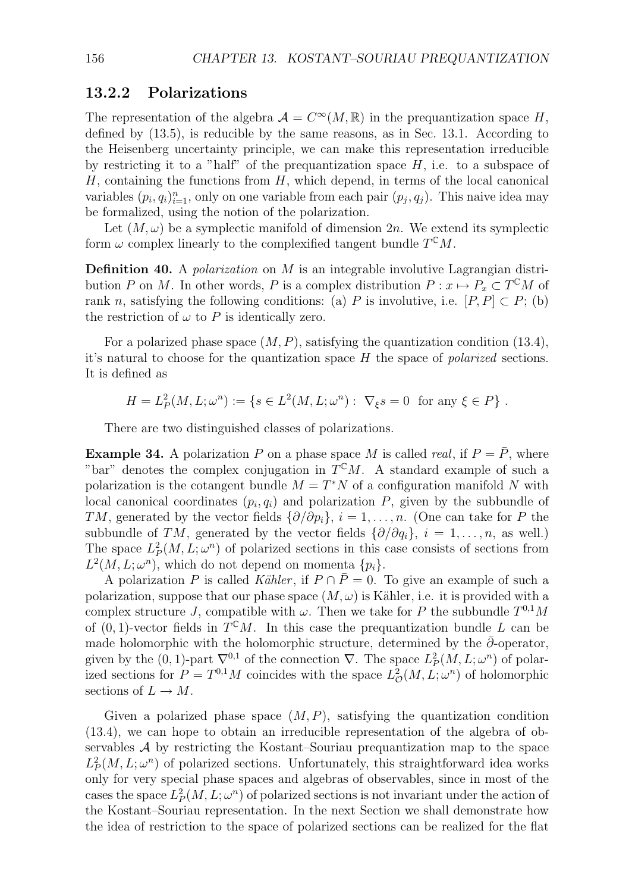### 13.2.2 Polarizations

The representation of the algebra $\mathcal{A} = C^\infty(M, \mathbb{R})$ in the prequantization space $H$, defined by (13.5), is reducible by the same reasons, as in Sec. 13.1. According to the Heisenberg uncertainty principle, we can make this representation irreducible by restricting it to a "half" of the prequantization space $H$, i.e. to a subspace of $H$, containing the functions from $H$, which depend, in terms of the local canonical variables $(p_i, q_i)_{i=1}^n$, only on one variable from each pair $(p_j, q_j)$. This naive idea may be formalized, using the notion of the polarization.

Let $(M, \omega)$ be a symplectic manifold of dimension $2n$. We extend its symplectic form $\omega$ complex linearly to the complexified tangent bundle $T^{\mathbb{C}}M$.

**Definition 40.** A *polarization* on $M$ is an integrable involutive Lagrangian distribution $P$ on $M$. In other words, $P$ is a complex distribution $P : x \mapsto P_x \subset T^{\mathbb{C}}M$ of rank $n$, satisfying the following conditions: (a) $P$ is involutive, i.e. $[P, P] \subset P$; (b) the restriction of $\omega$ to $P$ is identically zero.

For a polarized phase space $(M, P)$, satisfying the quantization condition (13.4), it's natural to choose for the quantization space $H$ the space of *polarized* sections. It is defined as

$$H = L^2_P(M, L; \omega^n) := \{s \in L^2(M, L; \omega^n) : \ \nabla_\xi s = 0 \ \text{ for any } \xi \in P\} .$$

There are two distinguished classes of polarizations.

**Example 34.** A polarization $P$ on a phase space $M$ is called *real*, if $P = \bar{P}$, where "bar" denotes the complex conjugation in $T^{\mathbb{C}}M$. A standard example of such a polarization is the cotangent bundle $M = T^*N$ of a configuration manifold $N$ with local canonical coordinates $(p_i, q_i)$ and polarization $P$, given by the subbundle of $TM$, generated by the vector fields $\{\partial/\partial p_i\}$, $i = 1, \ldots, n$. (One can take for $P$ the subbundle of $TM$, generated by the vector fields $\{\partial/\partial q_i\}$, $i = 1, \ldots, n$, as well.) The space $L^2_P(M, L; \omega^n)$ of polarized sections in this case consists of sections from $L^2(M, L; \omega^n)$, which do not depend on momenta $\{p_i\}$.

A polarization $P$ is called *Kähler*, if $P \cap \bar{P} = 0$. To give an example of such a polarization, suppose that our phase space $(M, \omega)$ is Kähler, i.e. it is provided with a complex structure $J$, compatible with $\omega$. Then we take for $P$ the subbundle $T^{0,1}M$ of $(0,1)$-vector fields in $T^{\mathbb{C}}M$. In this case the prequantization bundle $L$ can be made holomorphic with the holomorphic structure, determined by the $\bar{\partial}$-operator, given by the $(0,1)$-part $\nabla^{0,1}$ of the connection $\nabla$. The space $L^2_P(M, L; \omega^n)$ of polarized sections for $P = T^{0,1}M$ coincides with the space $L^2_{\mathcal{O}}(M, L; \omega^n)$ of holomorphic sections of $L \to M$.

Given a polarized phase space $(M, P)$, satisfying the quantization condition (13.4), we can hope to obtain an irreducible representation of the algebra of observables $\mathcal{A}$ by restricting the Kostant–Souriau prequantization map to the space $L^2_P(M, L; \omega^n)$ of polarized sections. Unfortunately, this straightforward idea works only for very special phase spaces and algebras of observables, since in most of the cases the space $L^2_P(M, L; \omega^n)$ of polarized sections is not invariant under the action of the Kostant–Souriau representation. In the next Section we shall demonstrate how the idea of restriction to the space of polarized sections can be realized for the flat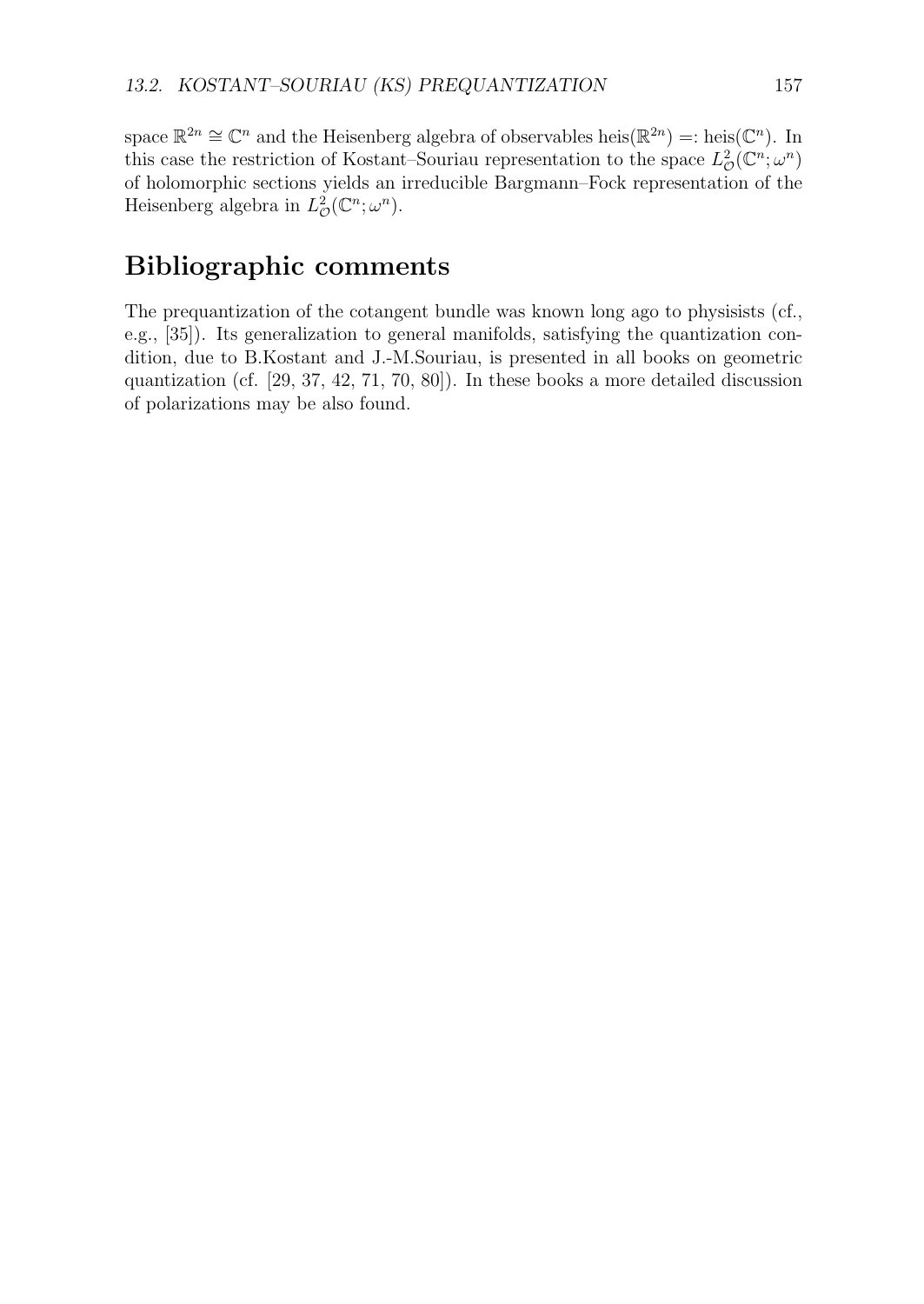space $\mathbb{R}^{2n} \cong \mathbb{C}^n$ and the Heisenberg algebra of observables $\mathrm{heis}(\mathbb{R}^{2n}) =: \mathrm{heis}(\mathbb{C}^n)$. In this case the restriction of Kostant–Souriau representation to the space $L^2_{\mathcal{O}}(\mathbb{C}^n; \omega^n)$ of holomorphic sections yields an irreducible Bargmann–Fock representation of the Heisenberg algebra in $L^2_{\mathcal{O}}(\mathbb{C}^n; \omega^n)$.

## Bibliographic comments

The prequantization of the cotangent bundle was known long ago to physisists (cf., e.g., [35]). Its generalization to general manifolds, satisfying the quantization condition, due to B.Kostant and J.-M.Souriau, is presented in all books on geometric quantization (cf. [29, 37, 42, 71, 70, 80]). In these books a more detailed discussion of polarizations may be also found.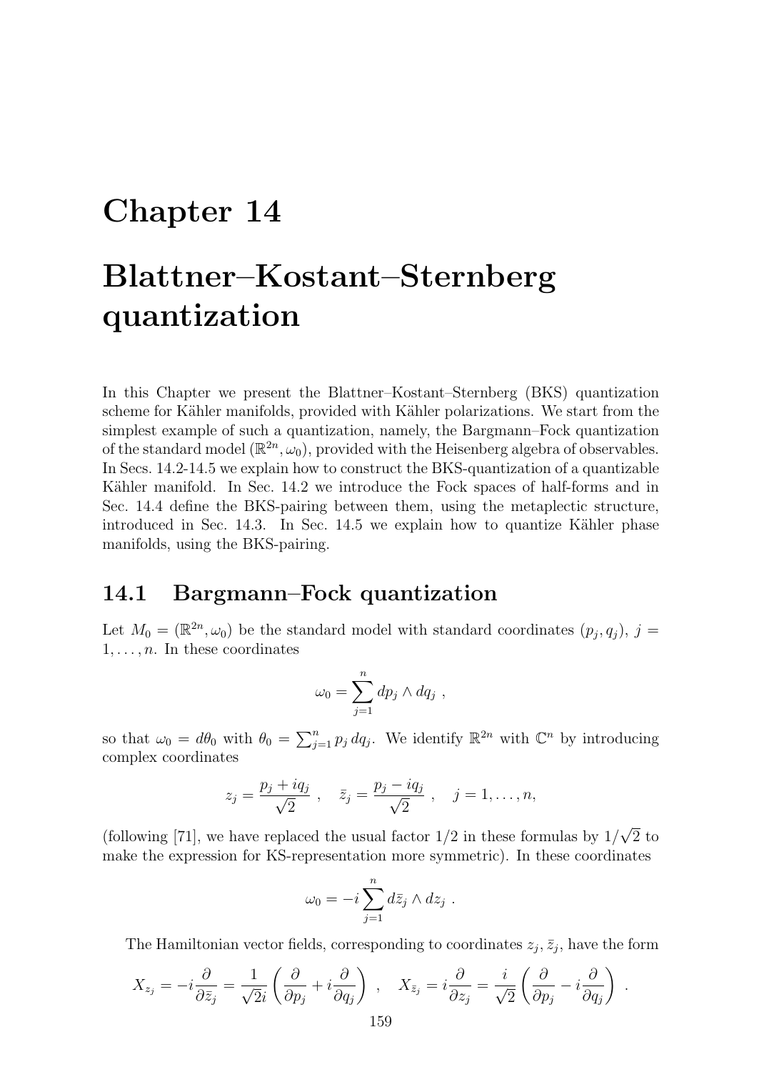# Chapter 14

# Blattner–Kostant–Sternberg quantization

In this Chapter we present the Blattner–Kostant–Sternberg (BKS) quantization scheme for Kähler manifolds, provided with Kähler polarizations. We start from the simplest example of such a quantization, namely, the Bargmann–Fock quantization of the standard model $(\mathbb{R}^{2n}, \omega_0)$, provided with the Heisenberg algebra of observables. In Secs. 14.2-14.5 we explain how to construct the BKS-quantization of a quantizable Kähler manifold. In Sec. 14.2 we introduce the Fock spaces of half-forms and in Sec. 14.4 define the BKS-pairing between them, using the metaplectic structure, introduced in Sec. 14.3. In Sec. 14.5 we explain how to quantize Kähler phase manifolds, using the BKS-pairing.

## 14.1 Bargmann–Fock quantization

Let $M_0 = (\mathbb{R}^{2n}, \omega_0)$ be the standard model with standard coordinates $(p_j, q_j)$, $j = 1, \ldots, n$. In these coordinates

$$\omega_0 = \sum_{j=1}^{n} dp_j \wedge dq_j \ ,$$

so that $\omega_0 = d\theta_0$ with $\theta_0 = \sum_{j=1}^{n} p_j \, dq_j$. We identify $\mathbb{R}^{2n}$ with $\mathbb{C}^n$ by introducing complex coordinates

$$z_j = \frac{p_j + iq_j}{\sqrt{2}} \ , \quad \bar{z}_j = \frac{p_j - iq_j}{\sqrt{2}} \ , \quad j = 1, \ldots, n,$$

(following [71], we have replaced the usual factor $1/2$ in these formulas by $1/\sqrt{2}$ to make the expression for KS-representation more symmetric). In these coordinates

$$\omega_0 = -i \sum_{j=1}^{n} d\bar{z}_j \wedge dz_j \ .$$

The Hamiltonian vector fields, corresponding to coordinates $z_j, \bar{z}_j$, have the form

$$X_{z_j} = -i\frac{\partial}{\partial \bar{z}_j} = \frac{1}{\sqrt{2}i}\left(\frac{\partial}{\partial p_j} + i\frac{\partial}{\partial q_j}\right) \ , \quad X_{\bar{z}_j} = i\frac{\partial}{\partial z_j} = \frac{i}{\sqrt{2}}\left(\frac{\partial}{\partial p_j} - i\frac{\partial}{\partial q_j}\right) \ .$$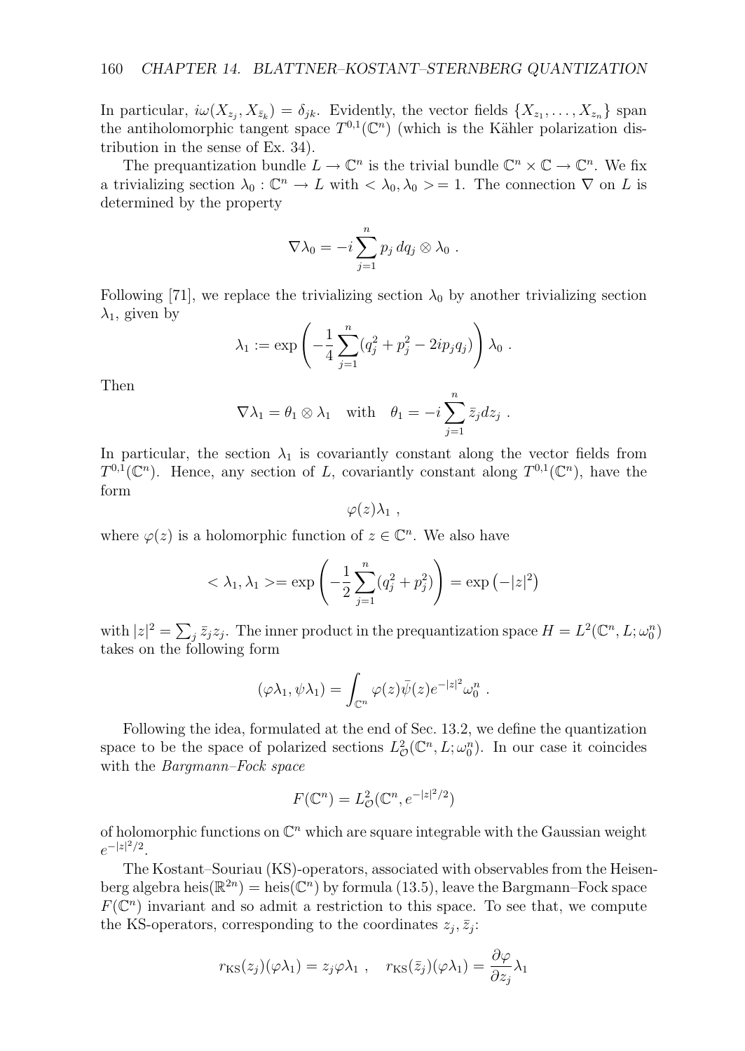In particular, $i\omega(X_{z_j}, X_{\bar{z}_k}) = \delta_{jk}$. Evidently, the vector fields $\{X_{z_1}, \ldots, X_{z_n}\}$ span the antiholomorphic tangent space $T^{0,1}(\mathbb{C}^n)$ (which is the Kähler polarization distribution in the sense of Ex. 34).

The prequantization bundle $L \to \mathbb{C}^n$ is the trivial bundle $\mathbb{C}^n \times \mathbb{C} \to \mathbb{C}^n$. We fix a trivializing section $\lambda_0 : \mathbb{C}^n \to L$ with $< \lambda_0, \lambda_0 > = 1$. The connection $\nabla$ on $L$ is determined by the property

$$\nabla \lambda_0 = -i \sum_{j=1}^{n} p_j \, dq_j \otimes \lambda_0 \ .$$

Following [71], we replace the trivializing section $\lambda_0$ by another trivializing section $\lambda_1$, given by

$$\lambda_1 := \exp\left( -\frac{1}{4} \sum_{j=1}^{n} (q_j^2 + p_j^2 - 2ip_j q_j) \right) \lambda_0 \ .$$

Then

$$\nabla \lambda_1 = \theta_1 \otimes \lambda_1 \quad \text{with} \quad \theta_1 = -i \sum_{j=1}^{n} \bar{z}_j dz_j \ .$$

In particular, the section $\lambda_1$ is covariantly constant along the vector fields from $T^{0,1}(\mathbb{C}^n)$. Hence, any section of $L$, covariantly constant along $T^{0,1}(\mathbb{C}^n)$, have the form

$$\varphi(z)\lambda_1 \ ,$$

where $\varphi(z)$ is a holomorphic function of $z \in \mathbb{C}^n$. We also have

$$< \lambda_1, \lambda_1 > = \exp\left( -\frac{1}{2} \sum_{j=1}^{n} (q_j^2 + p_j^2) \right) = \exp\left(-|z|^2\right)$$

with $|z|^2 = \sum_j \bar{z}_j z_j$. The inner product in the prequantization space $H = L^2(\mathbb{C}^n, L; \omega_0^n)$ takes on the following form

$$(\varphi\lambda_1, \psi\lambda_1) = \int_{\mathbb{C}^n} \varphi(z)\bar{\psi}(z) e^{-|z|^2} \omega_0^n \ .$$

Following the idea, formulated at the end of Sec. 13.2, we define the quantization space to be the space of polarized sections $L^2_{\mathcal{O}}(\mathbb{C}^n, L; \omega_0^n)$. In our case it coincides with the *Bargmann–Fock space*

$$F(\mathbb{C}^n) = L^2_{\mathcal{O}}(\mathbb{C}^n, e^{-|z|^2/2})$$

of holomorphic functions on $\mathbb{C}^n$ which are square integrable with the Gaussian weight $e^{-|z|^2/2}$.

The Kostant–Souriau (KS)-operators, associated with observables from the Heisenberg algebra $\mathrm{heis}(\mathbb{R}^{2n}) = \mathrm{heis}(\mathbb{C}^n)$ by formula (13.5), leave the Bargmann–Fock space $F(\mathbb{C}^n)$ invariant and so admit a restriction to this space. To see that, we compute the KS-operators, corresponding to the coordinates $z_j, \bar{z}_j$:

$$r_{\mathrm{KS}}(z_j)(\varphi\lambda_1) = z_j \varphi\lambda_1 \ , \quad r_{\mathrm{KS}}(\bar{z}_j)(\varphi\lambda_1) = \frac{\partial\varphi}{\partial z_j}\lambda_1$$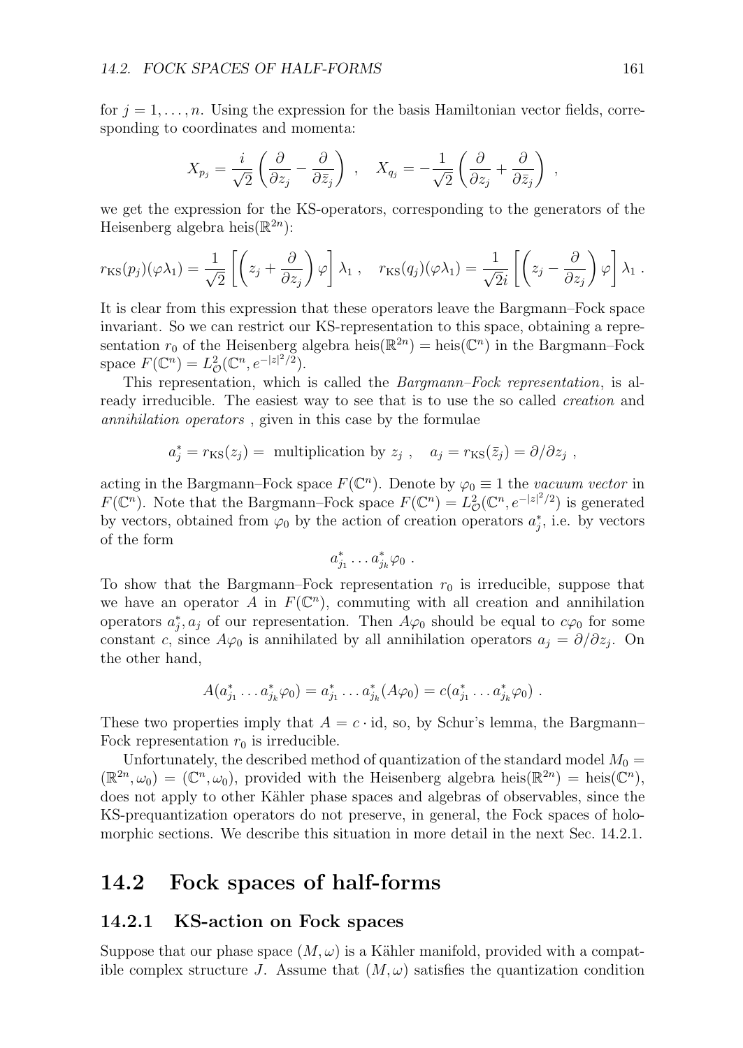for $j = 1, \ldots, n$. Using the expression for the basis Hamiltonian vector fields, corresponding to coordinates and momenta:

$$X_{p_j} = \frac{i}{\sqrt{2}}\left(\frac{\partial}{\partial z_j} - \frac{\partial}{\partial \bar{z}_j}\right) \ , \quad X_{q_j} = -\frac{1}{\sqrt{2}}\left(\frac{\partial}{\partial z_j} + \frac{\partial}{\partial \bar{z}_j}\right) \ ,$$

we get the expression for the KS-operators, corresponding to the generators of the Heisenberg algebra $\mathrm{heis}(\mathbb{R}^{2n})$:

$$r_{\mathrm{KS}}(p_j)(\varphi\lambda_1) = \frac{1}{\sqrt{2}}\left[\left(z_j + \frac{\partial}{\partial z_j}\right)\varphi\right]\lambda_1 \ , \quad r_{\mathrm{KS}}(q_j)(\varphi\lambda_1) = \frac{1}{\sqrt{2}i}\left[\left(z_j - \frac{\partial}{\partial z_j}\right)\varphi\right]\lambda_1 \ .$$

It is clear from this expression that these operators leave the Bargmann–Fock space invariant. So we can restrict our KS-representation to this space, obtaining a representation $r_0$ of the Heisenberg algebra $\mathrm{heis}(\mathbb{R}^{2n}) = \mathrm{heis}(\mathbb{C}^n)$ in the Bargmann–Fock space $F(\mathbb{C}^n) = L^2_{\mathcal{O}}(\mathbb{C}^n, e^{-|z|^2/2})$.

This representation, which is called the *Bargmann–Fock representation*, is already irreducible. The easiest way to see that is to use the so called *creation* and *annihilation operators* , given in this case by the formulae

$$a_j^* = r_{\mathrm{KS}}(z_j) = \text{ multiplication by } z_j \ , \quad a_j = r_{\mathrm{KS}}(\bar{z}_j) = \partial/\partial z_j \ ,$$

acting in the Bargmann–Fock space $F(\mathbb{C}^n)$. Denote by $\varphi_0 \equiv 1$ the *vacuum vector* in $F(\mathbb{C}^n)$. Note that the Bargmann–Fock space $F(\mathbb{C}^n) = L^2_{\mathcal{O}}(\mathbb{C}^n, e^{-|z|^2/2})$ is generated by vectors, obtained from $\varphi_0$ by the action of creation operators $a_j^*$, i.e. by vectors of the form

$$a_{j_1}^* \ldots a_{j_k}^* \varphi_0 \ .$$

To show that the Bargmann–Fock representation $r_0$ is irreducible, suppose that we have an operator $A$ in $F(\mathbb{C}^n)$, commuting with all creation and annihilation operators $a_j^*, a_j$ of our representation. Then $A\varphi_0$ should be equal to $c\varphi_0$ for some constant $c$, since $A\varphi_0$ is annihilated by all annihilation operators $a_j = \partial/\partial z_j$. On the other hand,

$$A(a_{j_1}^* \ldots a_{j_k}^* \varphi_0) = a_{j_1}^* \ldots a_{j_k}^* (A\varphi_0) = c(a_{j_1}^* \ldots a_{j_k}^* \varphi_0) \ .$$

These two properties imply that $A = c \cdot \mathrm{id}$, so, by Schur's lemma, the Bargmann–Fock representation $r_0$ is irreducible.

Unfortunately, the described method of quantization of the standard model $M_0 = (\mathbb{R}^{2n}, \omega_0) = (\mathbb{C}^n, \omega_0)$, provided with the Heisenberg algebra $\mathrm{heis}(\mathbb{R}^{2n}) = \mathrm{heis}(\mathbb{C}^n)$, does not apply to other Kähler phase spaces and algebras of observables, since the KS-prequantization operators do not preserve, in general, the Fock spaces of holomorphic sections. We describe this situation in more detail in the next Sec. 14.2.1.

## 14.2 Fock spaces of half-forms

### 14.2.1 KS-action on Fock spaces

Suppose that our phase space $(M, \omega)$ is a Kähler manifold, provided with a compatible complex structure $J$. Assume that $(M, \omega)$ satisfies the quantization condition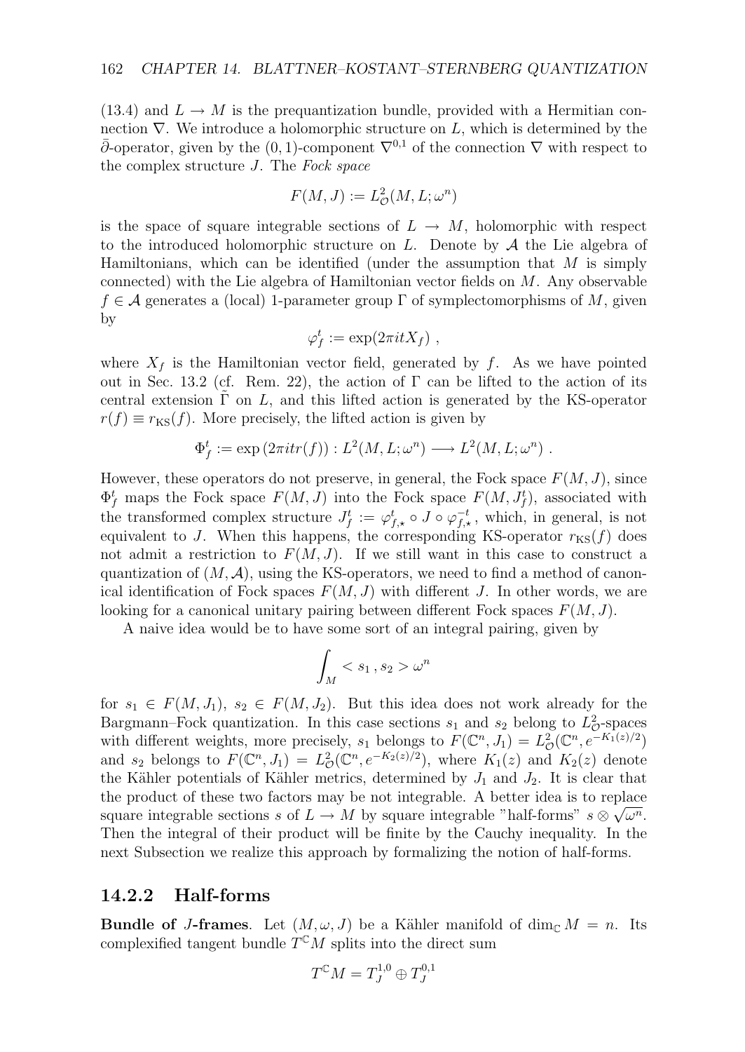(13.4) and $L \to M$ is the prequantization bundle, provided with a Hermitian connection $\nabla$. We introduce a holomorphic structure on $L$, which is determined by the $\bar{\partial}$-operator, given by the $(0,1)$-component $\nabla^{0,1}$ of the connection $\nabla$ with respect to the complex structure $J$. The *Fock space*

$$F(M,J) := L^2_{\mathcal{O}}(M, L; \omega^n)$$

is the space of square integrable sections of $L \to M$, holomorphic with respect to the introduced holomorphic structure on $L$. Denote by $\mathcal{A}$ the Lie algebra of Hamiltonians, which can be identified (under the assumption that $M$ is simply connected) with the Lie algebra of Hamiltonian vector fields on $M$. Any observable $f \in \mathcal{A}$ generates a (local) 1-parameter group $\Gamma$ of symplectomorphisms of $M$, given by

$$\varphi_f^t := \exp(2\pi i t X_f) \ ,$$

where $X_f$ is the Hamiltonian vector field, generated by $f$. As we have pointed out in Sec. 13.2 (cf. Rem. 22), the action of $\Gamma$ can be lifted to the action of its central extension $\tilde{\Gamma}$ on $L$, and this lifted action is generated by the KS-operator $r(f) \equiv r_{\mathrm{KS}}(f)$. More precisely, the lifted action is given by

$$\Phi_f^t := \exp\left(2\pi i t r(f)\right) : L^2(M, L; \omega^n) \longrightarrow L^2(M, L; \omega^n) \ .$$

However, these operators do not preserve, in general, the Fock space $F(M,J)$, since $\Phi_f^t$ maps the Fock space $F(M,J)$ into the Fock space $F(M, J_f^t)$, associated with the transformed complex structure $J_f^t := \varphi_{f,\star}^t \circ J \circ \varphi_{f,\star}^{-t}$, which, in general, is not equivalent to $J$. When this happens, the corresponding KS-operator $r_{\mathrm{KS}}(f)$ does not admit a restriction to $F(M,J)$. If we still want in this case to construct a quantization of $(M, \mathcal{A})$, using the KS-operators, we need to find a method of canonical identification of Fock spaces $F(M,J)$ with different $J$. In other words, we are looking for a canonical unitary pairing between different Fock spaces $F(M,J)$.

A naive idea would be to have some sort of an integral pairing, given by

$$\int_M < s_1 \, , s_2 > \omega^n$$

for $s_1 \in F(M, J_1)$, $s_2 \in F(M, J_2)$. But this idea does not work already for the Bargmann–Fock quantization. In this case sections $s_1$ and $s_2$ belong to $L^2_{\mathcal{O}}$-spaces with different weights, more precisely, $s_1$ belongs to $F(\mathbb{C}^n, J_1) = L^2_{\mathcal{O}}(\mathbb{C}^n, e^{-K_1(z)/2})$ and $s_2$ belongs to $F(\mathbb{C}^n, J_1) = L^2_{\mathcal{O}}(\mathbb{C}^n, e^{-K_2(z)/2})$, where $K_1(z)$ and $K_2(z)$ denote the Kähler potentials of Kähler metrics, determined by $J_1$ and $J_2$. It is clear that the product of these two factors may be not integrable. A better idea is to replace square integrable sections $s$ of $L \to M$ by square integrable "half-forms" $s \otimes \sqrt{\omega^n}$. Then the integral of their product will be finite by the Cauchy inequality. In the next Subsection we realize this approach by formalizing the notion of half-forms.

### 14.2.2 Half-forms

**Bundle of $J$-frames**. Let $(M, \omega, J)$ be a Kähler manifold of $\dim_{\mathbb{C}} M = n$. Its complexified tangent bundle $T^{\mathbb{C}}M$ splits into the direct sum

$$T^{\mathbb{C}}M = T_J^{1,0} \oplus T_J^{0,1}$$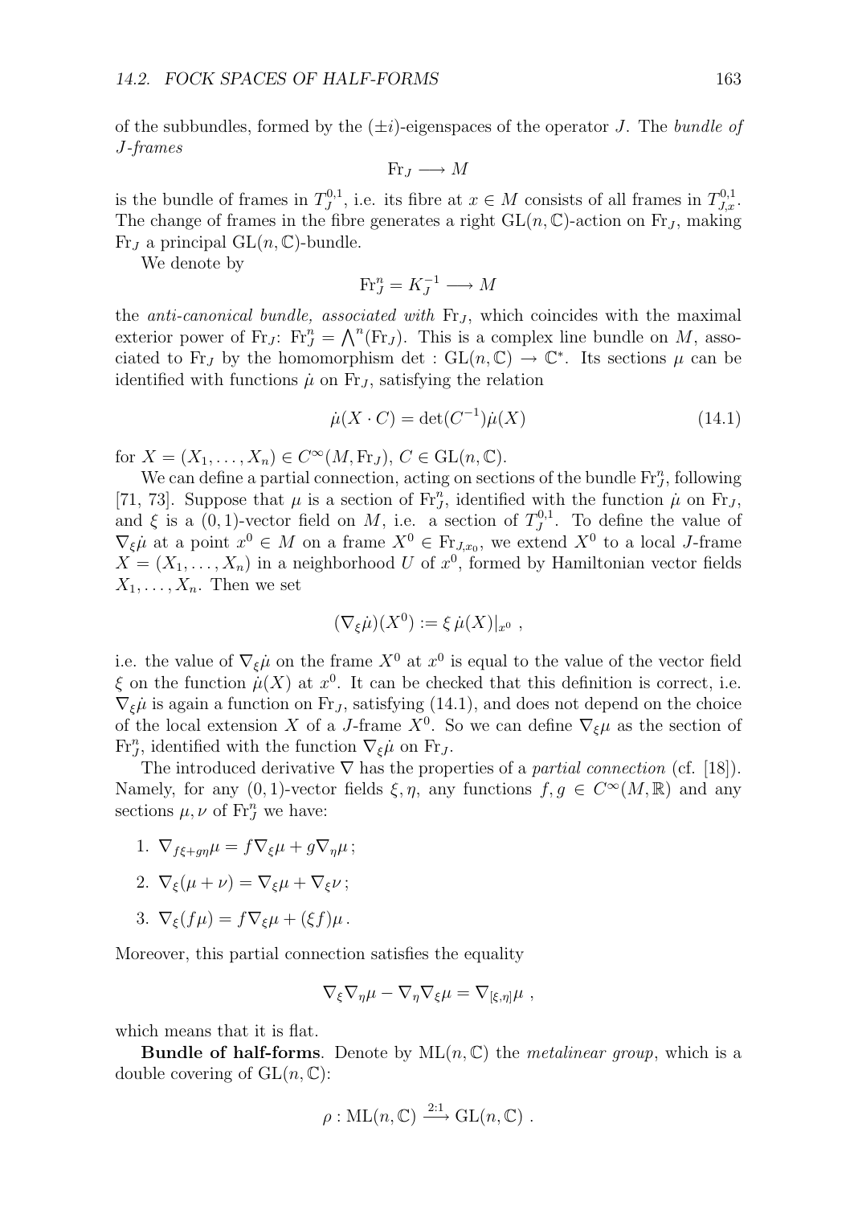of the subbundles, formed by the $(\pm i)$-eigenspaces of the operator $J$. The *bundle of J-frames*

$$\mathrm{Fr}_J \longrightarrow M$$

is the bundle of frames in $T_J^{0,1}$, i.e. its fibre at $x \in M$ consists of all frames in $T_{J,x}^{0,1}$. The change of frames in the fibre generates a right $\mathrm{GL}(n,\mathbb{C})$-action on $\mathrm{Fr}_J$, making $\mathrm{Fr}_J$ a principal $\mathrm{GL}(n,\mathbb{C})$-bundle.

We denote by

$$\mathrm{Fr}_J^n = K_J^{-1} \longrightarrow M$$

the *anti-canonical bundle, associated with* $\mathrm{Fr}_J$, which coincides with the maximal exterior power of $\mathrm{Fr}_J$: $\mathrm{Fr}_J^n = \bigwedge^n(\mathrm{Fr}_J)$. This is a complex line bundle on $M$, associated to $\mathrm{Fr}_J$ by the homomorphism $\det : \mathrm{GL}(n,\mathbb{C}) \to \mathbb{C}^*$. Its sections $\mu$ can be identified with functions $\dot{\mu}$ on $\mathrm{Fr}_J$, satisfying the relation

$$\dot{\mu}(X \cdot C) = \det(C^{-1})\dot{\mu}(X) \tag{14.1}$$

for $X = (X_1, \dots, X_n) \in C^\infty(M, \mathrm{Fr}_J)$, $C \in \mathrm{GL}(n,\mathbb{C})$.

We can define a partial connection, acting on sections of the bundle $\mathrm{Fr}_J^n$, following [71, 73]. Suppose that $\mu$ is a section of $\mathrm{Fr}_J^n$, identified with the function $\dot{\mu}$ on $\mathrm{Fr}_J$, and $\xi$ is a $(0,1)$-vector field on $M$, i.e. a section of $T_J^{0,1}$. To define the value of $\nabla_\xi \dot{\mu}$ at a point $x^0 \in M$ on a frame $X^0 \in \mathrm{Fr}_{J,x_0}$, we extend $X^0$ to a local $J$-frame $X = (X_1, \dots, X_n)$ in a neighborhood $U$ of $x^0$, formed by Hamiltonian vector fields $X_1, \dots, X_n$. Then we set

$$(\nabla_\xi \dot{\mu})(X^0) := \xi \, \dot{\mu}(X)|_{x^0} \ ,$$

i.e. the value of $\nabla_\xi \dot{\mu}$ on the frame $X^0$ at $x^0$ is equal to the value of the vector field $\xi$ on the function $\dot{\mu}(X)$ at $x^0$. It can be checked that this definition is correct, i.e. $\nabla_\xi \dot{\mu}$ is again a function on $\mathrm{Fr}_J$, satisfying (14.1), and does not depend on the choice of the local extension $X$ of a $J$-frame $X^0$. So we can define $\nabla_\xi \mu$ as the section of $\mathrm{Fr}_J^n$, identified with the function $\nabla_\xi \dot{\mu}$ on $\mathrm{Fr}_J$.

The introduced derivative $\nabla$ has the properties of a *partial connection* (cf. [18]). Namely, for any $(0,1)$-vector fields $\xi, \eta$, any functions $f, g \in C^\infty(M,\mathbb{R})$ and any sections $\mu, \nu$ of $\mathrm{Fr}_J^n$ we have:

1. $\nabla_{f\xi + g\eta}\mu = f\nabla_\xi \mu + g\nabla_\eta \mu\,;$
2. $\nabla_\xi(\mu + \nu) = \nabla_\xi \mu + \nabla_\xi \nu\,;$
3. $\nabla_\xi(f\mu) = f\nabla_\xi \mu + (\xi f)\mu\,.$

Moreover, this partial connection satisfies the equality

$$\nabla_\xi \nabla_\eta \mu - \nabla_\eta \nabla_\xi \mu = \nabla_{[\xi,\eta]}\mu \ ,$$

which means that it is flat.

**Bundle of half-forms**. Denote by $\mathrm{ML}(n,\mathbb{C})$ the *metalinear group*, which is a double covering of $\mathrm{GL}(n,\mathbb{C})$:

$$\rho : \mathrm{ML}(n,\mathbb{C}) \xrightarrow{2:1} \mathrm{GL}(n,\mathbb{C}) \ .$$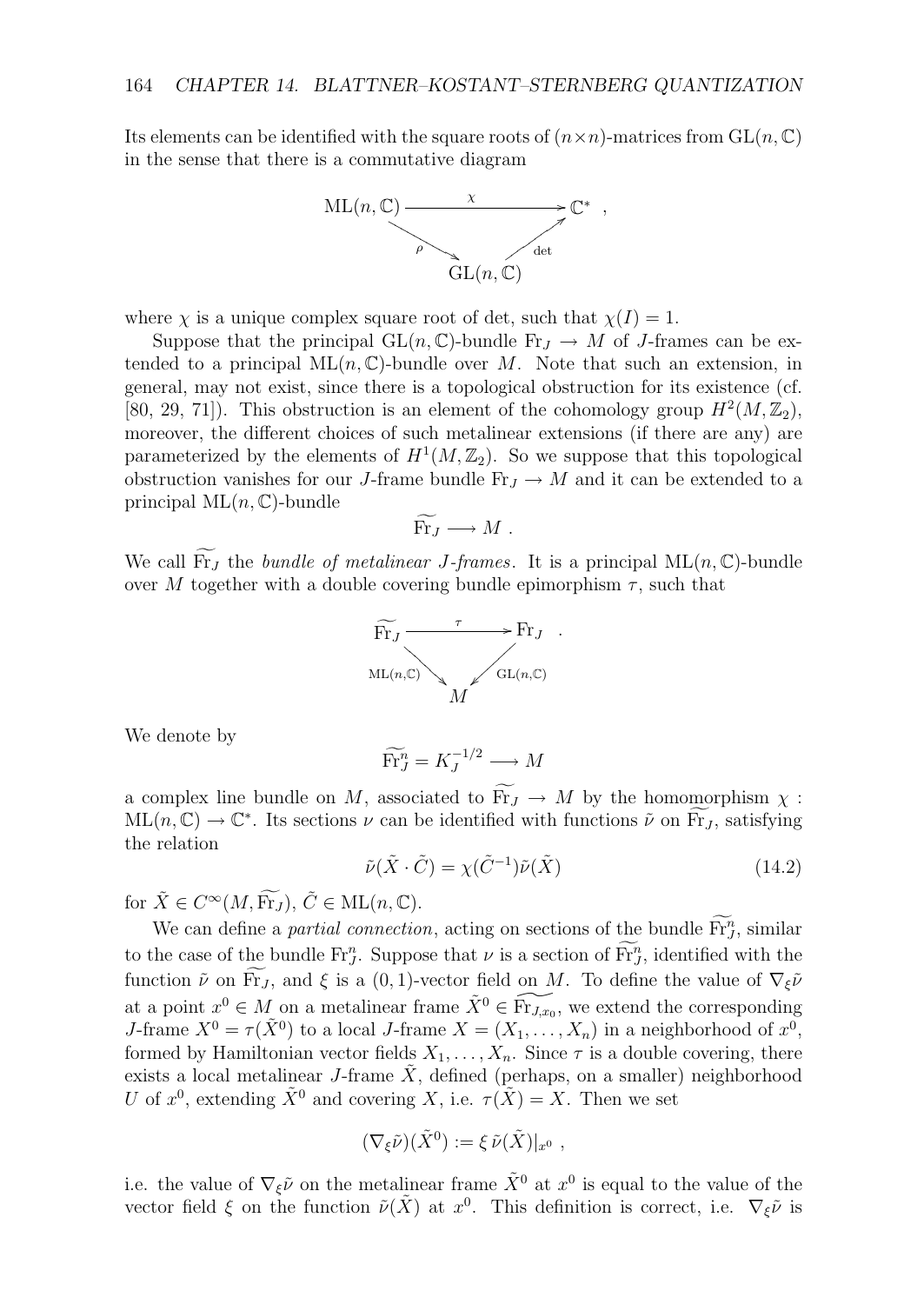Its elements can be identified with the square roots of $(n\times n)$-matrices from $\mathrm{GL}(n,\mathbb{C})$ in the sense that there is a commutative diagram

$$\begin{array}{ccc} \mathrm{ML}(n,\mathbb{C}) & \xrightarrow{\ \chi\ } & \mathbb{C}^* \\ & {\scriptstyle\rho}\searrow \quad \nearrow{\scriptstyle\det} & \\ & \mathrm{GL}(n,\mathbb{C}) & \end{array} ,$$

where $\chi$ is a unique complex square root of det, such that $\chi(I) = 1$.

Suppose that the principal $\mathrm{GL}(n,\mathbb{C})$-bundle $\mathrm{Fr}_J \to M$ of $J$-frames can be extended to a principal $\mathrm{ML}(n,\mathbb{C})$-bundle over $M$. Note that such an extension, in general, may not exist, since there is a topological obstruction for its existence (cf. [80, 29, 71]). This obstruction is an element of the cohomology group $H^2(M,\mathbb{Z}_2)$, moreover, the different choices of such metalinear extensions (if there are any) are parameterized by the elements of $H^1(M,\mathbb{Z}_2)$. So we suppose that this topological obstruction vanishes for our $J$-frame bundle $\mathrm{Fr}_J \to M$ and it can be extended to a principal $\mathrm{ML}(n,\mathbb{C})$-bundle

$$\widetilde{\mathrm{Fr}}_J \longrightarrow M \ .$$

We call $\widetilde{\mathrm{Fr}}_J$ the *bundle of metalinear $J$-frames*. It is a principal $\mathrm{ML}(n,\mathbb{C})$-bundle over $M$ together with a double covering bundle epimorphism $\tau$, such that

$$\begin{array}{ccc} \widetilde{\mathrm{Fr}}_J & \xrightarrow{\ \tau\ } & \mathrm{Fr}_J \\ & {\scriptstyle\mathrm{ML}(n,\mathbb{C})}\searrow \quad \swarrow{\scriptstyle\mathrm{GL}(n,\mathbb{C})} & \\ & M & \end{array} .$$

We denote by

$$\widetilde{\mathrm{Fr}}^n_J = K_J^{-1/2} \longrightarrow M$$

a complex line bundle on $M$, associated to $\widetilde{\mathrm{Fr}}_J \to M$ by the homomorphism $\chi : \mathrm{ML}(n,\mathbb{C}) \to \mathbb{C}^*$. Its sections $\nu$ can be identified with functions $\tilde{\nu}$ on $\widetilde{\mathrm{Fr}}_J$, satisfying the relation

$$\tilde{\nu}(\tilde{X}\cdot\tilde{C}) = \chi(\tilde{C}^{-1})\tilde{\nu}(\tilde{X}) \tag{14.2}$$

for $\tilde{X} \in C^\infty(M,\widetilde{\mathrm{Fr}}_J)$, $\tilde{C} \in \mathrm{ML}(n,\mathbb{C})$.

We can define a *partial connection*, acting on sections of the bundle $\widetilde{\mathrm{Fr}}^n_J$, similar to the case of the bundle $\mathrm{Fr}^n_J$. Suppose that $\nu$ is a section of $\widetilde{\mathrm{Fr}}^n_J$, identified with the function $\tilde{\nu}$ on $\widetilde{\mathrm{Fr}}_J$, and $\xi$ is a $(0,1)$-vector field on $M$. To define the value of $\nabla_\xi\tilde{\nu}$ at a point $x^0 \in M$ on a metalinear frame $\tilde{X}^0 \in \widetilde{\mathrm{Fr}}_{J,x_0}$, we extend the corresponding $J$-frame $X^0 = \tau(\tilde{X}^0)$ to a local $J$-frame $X = (X_1,\dots,X_n)$ in a neighborhood of $x^0$, formed by Hamiltonian vector fields $X_1,\dots,X_n$. Since $\tau$ is a double covering, there exists a local metalinear $J$-frame $\tilde{X}$, defined (perhaps, on a smaller) neighborhood $U$ of $x^0$, extending $\tilde{X}^0$ and covering $X$, i.e. $\tau(\tilde{X}) = X$. Then we set

$$(\nabla_\xi\tilde{\nu})(\tilde{X}^0) := \xi\,\tilde{\nu}(\tilde{X})|_{x^0} \ ,$$

i.e. the value of $\nabla_\xi\tilde{\nu}$ on the metalinear frame $\tilde{X}^0$ at $x^0$ is equal to the value of the vector field $\xi$ on the function $\tilde{\nu}(\tilde{X})$ at $x^0$. This definition is correct, i.e. $\nabla_\xi\tilde{\nu}$ is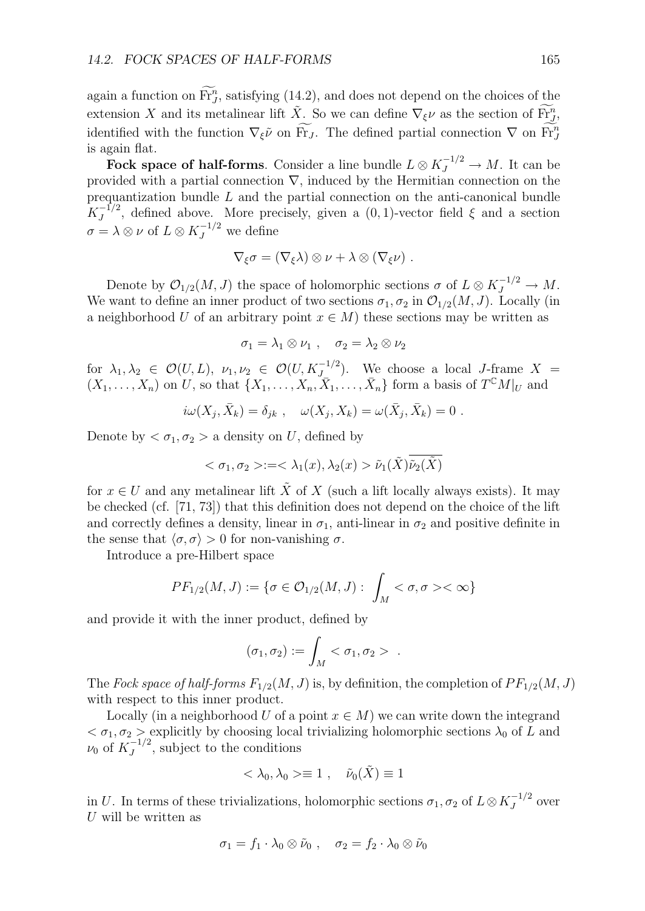again a function on $\widetilde{\mathrm{Fr}}_J^n$, satisfying (14.2), and does not depend on the choices of the extension $X$ and its metalinear lift $\tilde{X}$. So we can define $\nabla_\xi \nu$ as the section of $\widetilde{\mathrm{Fr}}_J^n$, identified with the function $\nabla_\xi \tilde{\nu}$ on $\widetilde{\mathrm{Fr}}_J$. The defined partial connection $\nabla$ on $\widetilde{\mathrm{Fr}}_J^n$ is again flat.

**Fock space of half-forms**. Consider a line bundle $L \otimes K_J^{-1/2} \to M$. It can be provided with a partial connection $\nabla$, induced by the Hermitian connection on the prequantization bundle $L$ and the partial connection on the anti-canonical bundle $K_J^{-1/2}$, defined above. More precisely, given a $(0,1)$-vector field $\xi$ and a section $\sigma = \lambda \otimes \nu$ of $L \otimes K_J^{-1/2}$ we define

$$\nabla_\xi \sigma = (\nabla_\xi \lambda) \otimes \nu + \lambda \otimes (\nabla_\xi \nu) \ .$$

Denote by $\mathcal{O}_{1/2}(M,J)$ the space of holomorphic sections $\sigma$ of $L \otimes K_J^{-1/2} \to M$. We want to define an inner product of two sections $\sigma_1, \sigma_2$ in $\mathcal{O}_{1/2}(M,J)$. Locally (in a neighborhood $U$ of an arbitrary point $x \in M$) these sections may be written as

$$\sigma_1 = \lambda_1 \otimes \nu_1 \ , \quad \sigma_2 = \lambda_2 \otimes \nu_2$$

for $\lambda_1, \lambda_2 \in \mathcal{O}(U, L)$, $\nu_1, \nu_2 \in \mathcal{O}(U, K_J^{-1/2})$. We choose a local $J$-frame $X = (X_1, \dots, X_n)$ on $U$, so that $\{X_1, \dots, X_n, \bar{X}_1, \dots, \bar{X}_n\}$ form a basis of $T^{\mathbb{C}}M|_U$ and

$$i\omega(X_j, \bar{X}_k) = \delta_{jk} \ , \quad \omega(X_j, X_k) = \omega(\bar{X}_j, \bar{X}_k) = 0 \ .$$

Denote by $< \sigma_1, \sigma_2 >$ a density on $U$, defined by

$$< \sigma_1, \sigma_2 > := < \lambda_1(x), \lambda_2(x) > \tilde{\nu}_1(\tilde{X}) \overline{\tilde{\nu}_2(\tilde{X})}$$

for $x \in U$ and any metalinear lift $\tilde{X}$ of $X$ (such a lift locally always exists). It may be checked (cf. [71, 73]) that this definition does not depend on the choice of the lift and correctly defines a density, linear in $\sigma_1$, anti-linear in $\sigma_2$ and positive definite in the sense that $\langle \sigma, \sigma \rangle > 0$ for non-vanishing $\sigma$.

Introduce a pre-Hilbert space

$$PF_{1/2}(M,J) := \{\sigma \in \mathcal{O}_{1/2}(M,J) : \int_M < \sigma, \sigma > < \infty\}$$

and provide it with the inner product, defined by

$$(\sigma_1, \sigma_2) := \int_M < \sigma_1, \sigma_2 > \ .$$

The *Fock space of half-forms* $F_{1/2}(M,J)$ is, by definition, the completion of $PF_{1/2}(M,J)$ with respect to this inner product.

Locally (in a neighborhood $U$ of a point $x \in M$) we can write down the integrand $< \sigma_1, \sigma_2 >$ explicitly by choosing local trivializing holomorphic sections $\lambda_0$ of $L$ and $\nu_0$ of $K_J^{-1/2}$, subject to the conditions

$$< \lambda_0, \lambda_0 > \equiv 1 \ , \quad \tilde{\nu}_0(\tilde{X}) \equiv 1$$

in $U$. In terms of these trivializations, holomorphic sections $\sigma_1, \sigma_2$ of $L \otimes K_J^{-1/2}$ over $U$ will be written as

$$\sigma_1 = f_1 \cdot \lambda_0 \otimes \tilde{\nu}_0 \ , \quad \sigma_2 = f_2 \cdot \lambda_0 \otimes \tilde{\nu}_0$$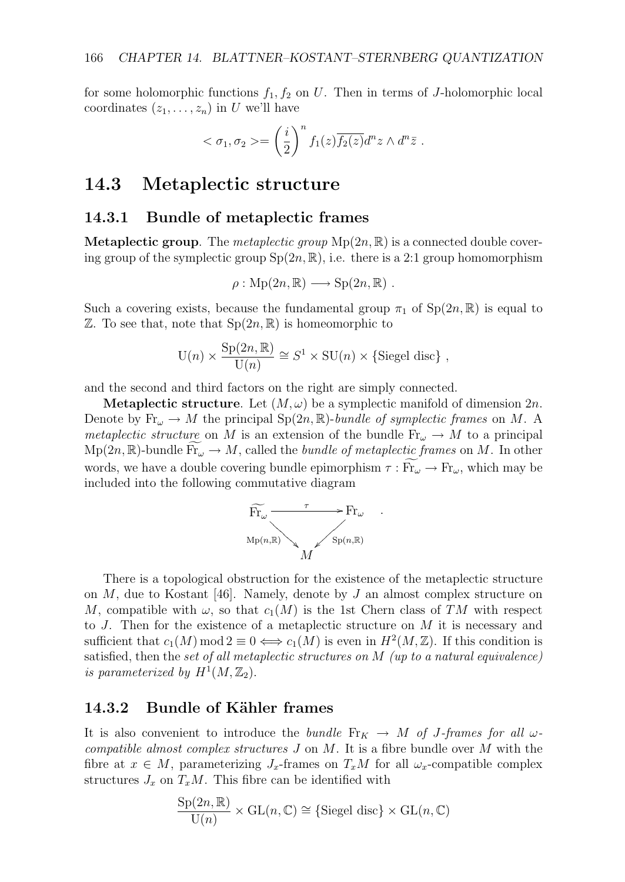for some holomorphic functions $f_1, f_2$ on $U$. Then in terms of $J$-holomorphic local coordinates $(z_1, \ldots, z_n)$ in $U$ we'll have

$$< \sigma_1, \sigma_2 >= \left(\frac{i}{2}\right)^n f_1(z)\overline{f_2(z)} d^n z \wedge d^n \bar{z} \; .$$

## 14.3 Metaplectic structure

### 14.3.1 Bundle of metaplectic frames

**Metaplectic group**. The *metaplectic group* $\mathrm{Mp}(2n, \mathbb{R})$ is a connected double covering group of the symplectic group $\mathrm{Sp}(2n, \mathbb{R})$, i.e. there is a 2:1 group homomorphism

$$\rho : \mathrm{Mp}(2n, \mathbb{R}) \longrightarrow \mathrm{Sp}(2n, \mathbb{R}) \; .$$

Such a covering exists, because the fundamental group $\pi_1$ of $\mathrm{Sp}(2n, \mathbb{R})$ is equal to $\mathbb{Z}$. To see that, note that $\mathrm{Sp}(2n, \mathbb{R})$ is homeomorphic to

$$\mathrm{U}(n) \times \frac{\mathrm{Sp}(2n, \mathbb{R})}{\mathrm{U}(n)} \cong S^1 \times \mathrm{SU}(n) \times \{\text{Siegel disc}\} \; ,$$

and the second and third factors on the right are simply connected.

**Metaplectic structure**. Let $(M, \omega)$ be a symplectic manifold of dimension $2n$. Denote by $\mathrm{Fr}_\omega \to M$ the principal $\mathrm{Sp}(2n, \mathbb{R})$-*bundle of symplectic frames* on $M$. A *metaplectic structure* on $M$ is an extension of the bundle $\mathrm{Fr}_\omega \to M$ to a principal $\mathrm{Mp}(2n, \mathbb{R})$-bundle $\widetilde{\mathrm{Fr}_\omega} \to M$, called the *bundle of metaplectic frames* on $M$. In other words, we have a double covering bundle epimorphism $\tau : \widetilde{\mathrm{Fr}_\omega} \to \mathrm{Fr}_\omega$, which may be included into the following commutative diagram

$$\begin{array}{ccc} \widetilde{\mathrm{Fr}_\omega} & \xrightarrow{\;\;\tau\;\;} & \mathrm{Fr}_\omega \\ & {\scriptstyle \mathrm{Mp}(n,\mathbb{R})} \searrow \quad \swarrow {\scriptstyle \mathrm{Sp}(n,\mathbb{R})} & \\ & M & \end{array} \quad .$$

There is a topological obstruction for the existence of the metaplectic structure on $M$, due to Kostant [46]. Namely, denote by $J$ an almost complex structure on $M$, compatible with $\omega$, so that $c_1(M)$ is the 1st Chern class of $TM$ with respect to $J$. Then for the existence of a metaplectic structure on $M$ it is necessary and sufficient that $c_1(M) \bmod 2 \equiv 0 \Longleftrightarrow c_1(M)$ is even in $H^2(M, \mathbb{Z})$. If this condition is satisfied, then the *set of all metaplectic structures on $M$ (up to a natural equivalence) is parameterized by $H^1(M, \mathbb{Z}_2)$*.

### 14.3.2 Bundle of Kähler frames

It is also convenient to introduce the *bundle $\mathrm{Fr}_K \to M$ of $J$-frames for all $\omega$-compatible almost complex structures $J$ on $M$*. It is a fibre bundle over $M$ with the fibre at $x \in M$, parameterizing $J_x$-frames on $T_xM$ for all $\omega_x$-compatible complex structures $J_x$ on $T_xM$. This fibre can be identified with

$$\frac{\mathrm{Sp}(2n, \mathbb{R})}{\mathrm{U}(n)} \times \mathrm{GL}(n, \mathbb{C}) \cong \{\text{Siegel disc}\} \times \mathrm{GL}(n, \mathbb{C})$$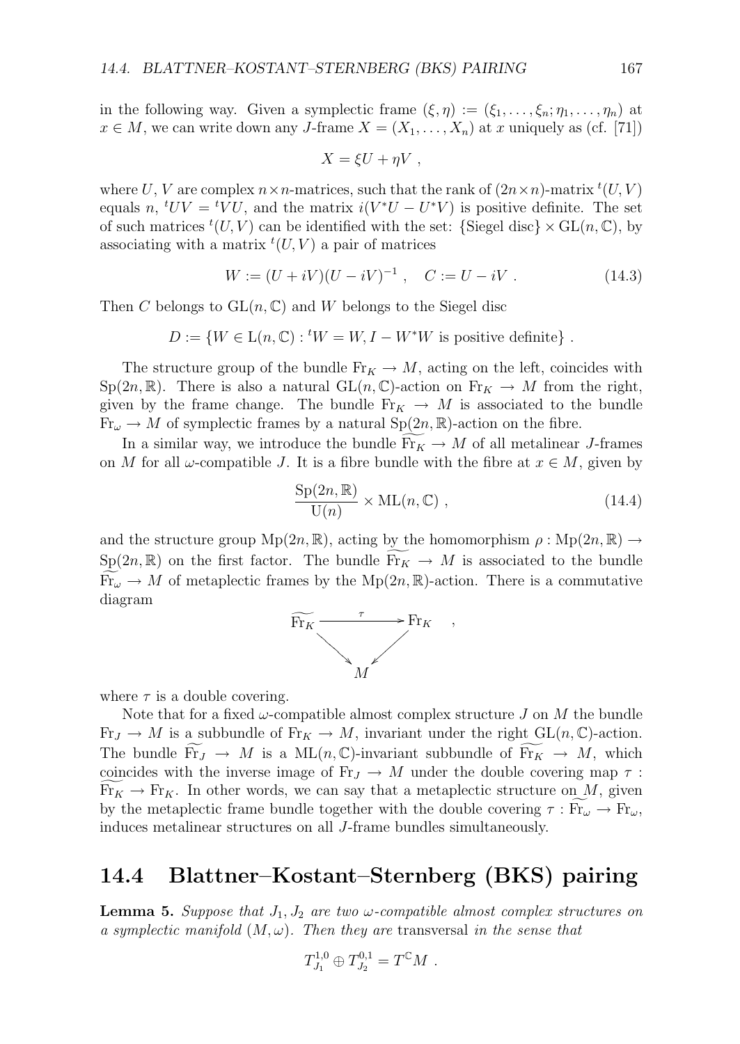in the following way. Given a symplectic frame $(\xi, \eta) := (\xi_1, \ldots, \xi_n; \eta_1, \ldots, \eta_n)$ at $x \in M$, we can write down any $J$-frame $X = (X_1, \ldots, X_n)$ at $x$ uniquely as (cf. [71])

$$X = \xi U + \eta V \ ,$$

where $U, V$ are complex $n \times n$-matrices, such that the rank of $(2n \times n)$-matrix ${}^t(U, V)$ equals $n$, ${}^tUV = {}^tVU$, and the matrix $i(V^*U - U^*V)$ is positive definite. The set of such matrices ${}^t(U, V)$ can be identified with the set: $\{\text{Siegel disc}\} \times \mathrm{GL}(n, \mathbb{C})$, by associating with a matrix ${}^t(U, V)$ a pair of matrices

$$W := (U + iV)(U - iV)^{-1} \ , \quad C := U - iV \ . \tag{14.3}$$

Then $C$ belongs to $\mathrm{GL}(n, \mathbb{C})$ and $W$ belongs to the Siegel disc

$$D := \{W \in \mathrm{L}(n, \mathbb{C}) : {}^tW = W, I - W^*W \text{ is positive definite}\} \ .$$

The structure group of the bundle $\mathrm{Fr}_K \to M$, acting on the left, coincides with $\mathrm{Sp}(2n, \mathbb{R})$. There is also a natural $\mathrm{GL}(n, \mathbb{C})$-action on $\mathrm{Fr}_K \to M$ from the right, given by the frame change. The bundle $\mathrm{Fr}_K \to M$ is associated to the bundle $\mathrm{Fr}_\omega \to M$ of symplectic frames by a natural $\mathrm{Sp}(2n, \mathbb{R})$-action on the fibre.

In a similar way, we introduce the bundle $\widetilde{\mathrm{Fr}_K} \to M$ of all metalinear $J$-frames on $M$ for all $\omega$-compatible $J$. It is a fibre bundle with the fibre at $x \in M$, given by

$$\frac{\mathrm{Sp}(2n, \mathbb{R})}{\mathrm{U}(n)} \times \mathrm{ML}(n, \mathbb{C}) \ , \tag{14.4}$$

and the structure group $\mathrm{Mp}(2n, \mathbb{R})$, acting by the homomorphism $\rho : \mathrm{Mp}(2n, \mathbb{R}) \to \mathrm{Sp}(2n, \mathbb{R})$ on the first factor. The bundle $\widetilde{\mathrm{Fr}_K} \to M$ is associated to the bundle $\widetilde{\mathrm{Fr}_\omega} \to M$ of metaplectic frames by the $\mathrm{Mp}(2n, \mathbb{R})$-action. There is a commutative diagram

$$\begin{array}{ccc} \widetilde{\mathrm{Fr}_K} & \xrightarrow{\ \tau\ } & \mathrm{Fr}_K \\ & \searrow \quad \swarrow & \\ & M & \end{array} \ ,$$

where $\tau$ is a double covering.

Note that for a fixed $\omega$-compatible almost complex structure $J$ on $M$ the bundle $\mathrm{Fr}_J \to M$ is a subbundle of $\mathrm{Fr}_K \to M$, invariant under the right $\mathrm{GL}(n, \mathbb{C})$-action. The bundle $\widetilde{\mathrm{Fr}_J} \to M$ is a $\mathrm{ML}(n, \mathbb{C})$-invariant subbundle of $\widetilde{\mathrm{Fr}_K} \to M$, which coincides with the inverse image of $\mathrm{Fr}_J \to M$ under the double covering map $\tau : \widetilde{\mathrm{Fr}_K} \to \mathrm{Fr}_K$. In other words, we can say that a metaplectic structure on $M$, given by the metaplectic frame bundle together with the double covering $\tau : \widetilde{\mathrm{Fr}_\omega} \to \mathrm{Fr}_\omega$, induces metalinear structures on all $J$-frame bundles simultaneously.

## 14.4 Blattner–Kostant–Sternberg (BKS) pairing

**Lemma 5.** *Suppose that $J_1, J_2$ are two $\omega$-compatible almost complex structures on a symplectic manifold $(M, \omega)$. Then they are* transversal *in the sense that*

$$T^{1,0}_{J_1} \oplus T^{0,1}_{J_2} = T^{\mathbb{C}}M \ .$$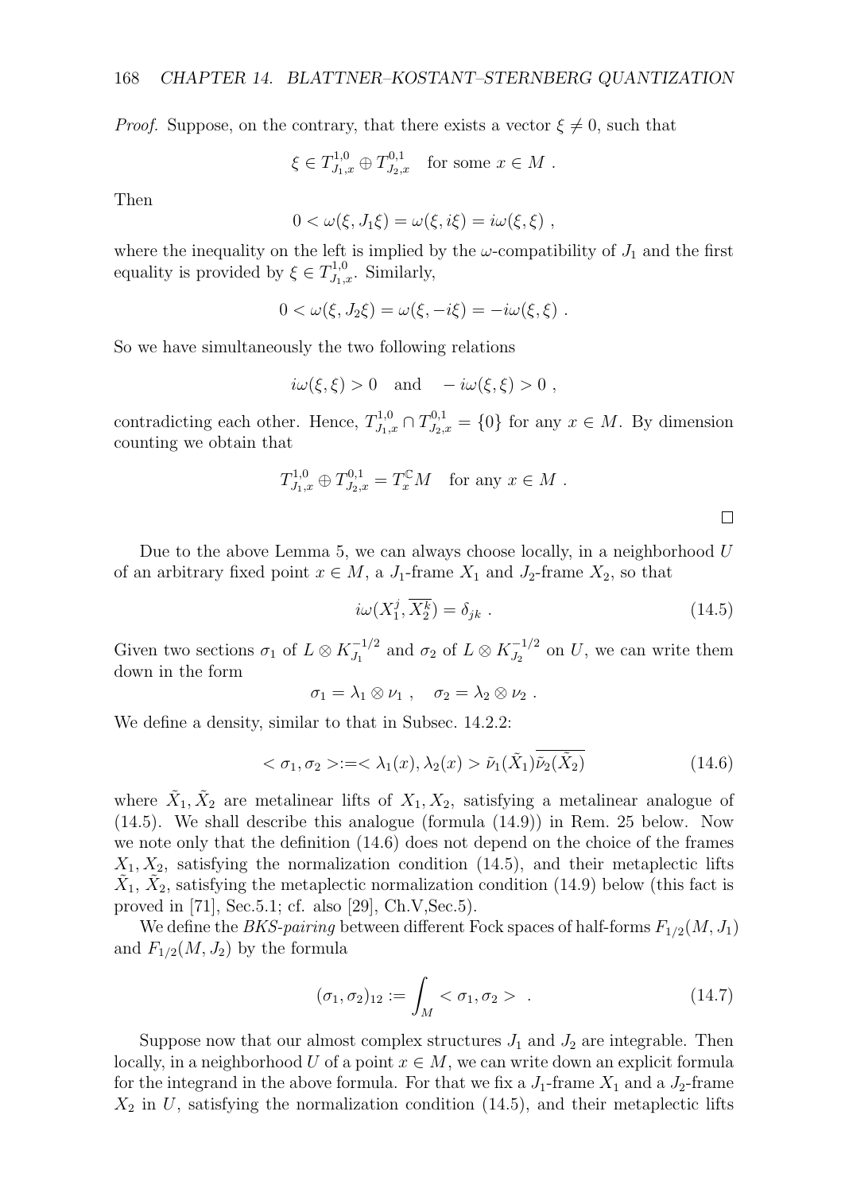*Proof.* Suppose, on the contrary, that there exists a vector $\xi \neq 0$, such that

$$\xi \in T^{1,0}_{J_1,x} \oplus T^{0,1}_{J_2,x} \quad \text{for some } x \in M \ .$$

Then

$$0 < \omega(\xi, J_1\xi) = \omega(\xi, i\xi) = i\omega(\xi, \xi) \ ,$$

where the inequality on the left is implied by the $\omega$-compatibility of $J_1$ and the first equality is provided by $\xi \in T^{1,0}_{J_1,x}$. Similarly,

$$0 < \omega(\xi, J_2\xi) = \omega(\xi, -i\xi) = -i\omega(\xi, \xi) \ .$$

So we have simultaneously the two following relations

$$i\omega(\xi, \xi) > 0 \quad \text{and} \quad -i\omega(\xi, \xi) > 0 \ ,$$

contradicting each other. Hence, $T^{1,0}_{J_1,x} \cap T^{0,1}_{J_2,x} = \{0\}$ for any $x \in M$. By dimension counting we obtain that

$$T^{1,0}_{J_1,x} \oplus T^{0,1}_{J_2,x} = T^{\mathbb{C}}_x M \quad \text{for any } x \in M \ .$$

□

Due to the above Lemma 5, we can always choose locally, in a neighborhood $U$ of an arbitrary fixed point $x \in M$, a $J_1$-frame $X_1$ and $J_2$-frame $X_2$, so that

$$i\omega(X^j_1, \overline{X^k_2}) = \delta_{jk} \ . \tag{14.5}$$

Given two sections $\sigma_1$ of $L \otimes K^{-1/2}_{J_1}$ and $\sigma_2$ of $L \otimes K^{-1/2}_{J_2}$ on $U$, we can write them down in the form

$$\sigma_1 = \lambda_1 \otimes \nu_1 \ , \quad \sigma_2 = \lambda_2 \otimes \nu_2 \ .$$

We define a density, similar to that in Subsec. 14.2.2:

$$< \sigma_1, \sigma_2 > := < \lambda_1(x), \lambda_2(x) > \tilde{\nu}_1(\tilde{X}_1)\overline{\tilde{\nu}_2(\tilde{X}_2)} \tag{14.6}$$

where $\tilde{X}_1, \tilde{X}_2$ are metalinear lifts of $X_1, X_2$, satisfying a metalinear analogue of (14.5). We shall describe this analogue (formula (14.9)) in Rem. 25 below. Now we note only that the definition (14.6) does not depend on the choice of the frames $X_1, X_2$, satisfying the normalization condition (14.5), and their metaplectic lifts $\tilde{X}_1$, $\tilde{X}_2$, satisfying the metaplectic normalization condition (14.9) below (this fact is proved in [71], Sec.5.1; cf. also [29], Ch.V,Sec.5).

We define the *BKS-pairing* between different Fock spaces of half-forms $F_{1/2}(M, J_1)$ and $F_{1/2}(M, J_2)$ by the formula

$$(\sigma_1, \sigma_2)_{12} := \int_M < \sigma_1, \sigma_2 > \ . \tag{14.7}$$

Suppose now that our almost complex structures $J_1$ and $J_2$ are integrable. Then locally, in a neighborhood $U$ of a point $x \in M$, we can write down an explicit formula for the integrand in the above formula. For that we fix a $J_1$-frame $X_1$ and a $J_2$-frame $X_2$ in $U$, satisfying the normalization condition (14.5), and their metaplectic lifts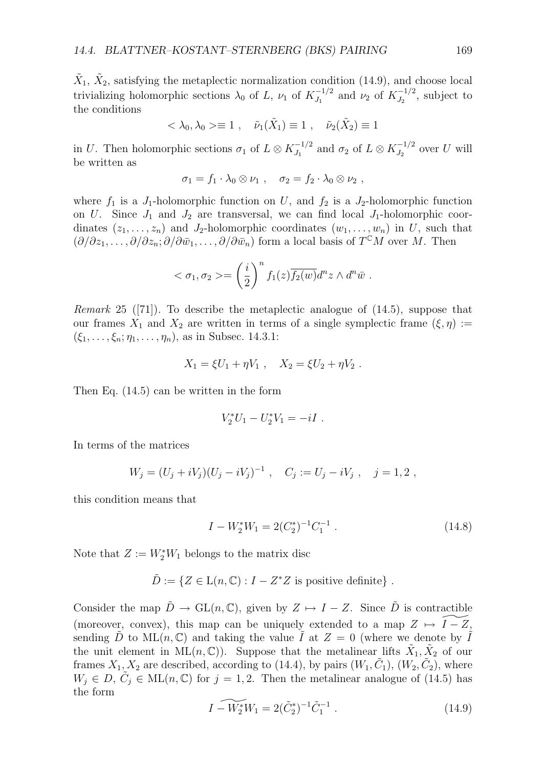$\tilde{X}_1$, $\tilde{X}_2$, satisfying the metaplectic normalization condition (14.9), and choose local trivializing holomorphic sections $\lambda_0$ of $L$, $\nu_1$ of $K_{J_1}^{-1/2}$ and $\nu_2$ of $K_{J_2}^{-1/2}$, subject to the conditions

$$< \lambda_0, \lambda_0 > \equiv 1 \ , \quad \tilde{\nu_1}(\tilde{X}_1) \equiv 1 \ , \quad \tilde{\nu_2}(\tilde{X}_2) \equiv 1$$

in $U$. Then holomorphic sections $\sigma_1$ of $L \otimes K_{J_1}^{-1/2}$ and $\sigma_2$ of $L \otimes K_{J_2}^{-1/2}$ over $U$ will be written as

$$\sigma_1 = f_1 \cdot \lambda_0 \otimes \nu_1 \ , \quad \sigma_2 = f_2 \cdot \lambda_0 \otimes \nu_2 \ ,$$

where $f_1$ is a $J_1$-holomorphic function on $U$, and $f_2$ is a $J_2$-holomorphic function on $U$. Since $J_1$ and $J_2$ are transversal, we can find local $J_1$-holomorphic coordinates $(z_1, \dots, z_n)$ and $J_2$-holomorphic coordinates $(w_1, \dots, w_n)$ in $U$, such that $(\partial/\partial z_1, \dots, \partial/\partial z_n; \partial/\partial \bar{w}_1, \dots, \partial/\partial \bar{w}_n)$ form a local basis of $T^{\mathbb{C}}M$ over $M$. Then

$$< \sigma_1, \sigma_2 > = \left(\frac{i}{2}\right)^n f_1(z)\overline{f_2(w)} d^n z \wedge d^n \bar{w} \ .$$

*Remark* 25 ([71]). To describe the metaplectic analogue of (14.5), suppose that our frames $X_1$ and $X_2$ are written in terms of a single symplectic frame $(\xi, \eta) := (\xi_1, \dots, \xi_n; \eta_1, \dots, \eta_n)$, as in Subsec. 14.3.1:

$$X_1 = \xi U_1 + \eta V_1 \ , \quad X_2 = \xi U_2 + \eta V_2 \ .$$

Then Eq. (14.5) can be written in the form

$$V_2^* U_1 - U_2^* V_1 = -iI \ .$$

In terms of the matrices

$$W_j = (U_j + iV_j)(U_j - iV_j)^{-1} \ , \quad C_j := U_j - iV_j \ , \quad j = 1, 2 \ ,$$

this condition means that

$$I - W_2^* W_1 = 2(C_2^*)^{-1} C_1^{-1} \ . \tag{14.8}$$

Note that $Z := W_2^* W_1$ belongs to the matrix disc

$$\tilde{D} := \{Z \in \mathrm{L}(n, \mathbb{C}) : I - Z^* Z \text{ is positive definite}\} \ .$$

Consider the map $\tilde{D} \to \mathrm{GL}(n, \mathbb{C})$, given by $Z \mapsto I - Z$. Since $\tilde{D}$ is contractible (moreover, convex), this map can be uniquely extended to a map $Z \mapsto \widetilde{I - Z}$, sending $\tilde{D}$ to $\mathrm{ML}(n, \mathbb{C})$ and taking the value $\tilde{I}$ at $Z = 0$ (where we denote by $\tilde{I}$ the unit element in $\mathrm{ML}(n, \mathbb{C})$). Suppose that the metalinear lifts $\tilde{X}_1, \tilde{X}_2$ of our frames $X_1, X_2$ are described, according to (14.4), by pairs $(W_1, \tilde{C}_1)$, $(W_2, \tilde{C}_2)$, where $W_j \in D$, $\tilde{C}_j \in \mathrm{ML}(n, \mathbb{C})$ for $j = 1, 2$. Then the metalinear analogue of (14.5) has the form

$$\widetilde{I - W_2^* W_1} = 2(\tilde{C}_2^*)^{-1} \tilde{C}_1^{-1} \ . \tag{14.9}$$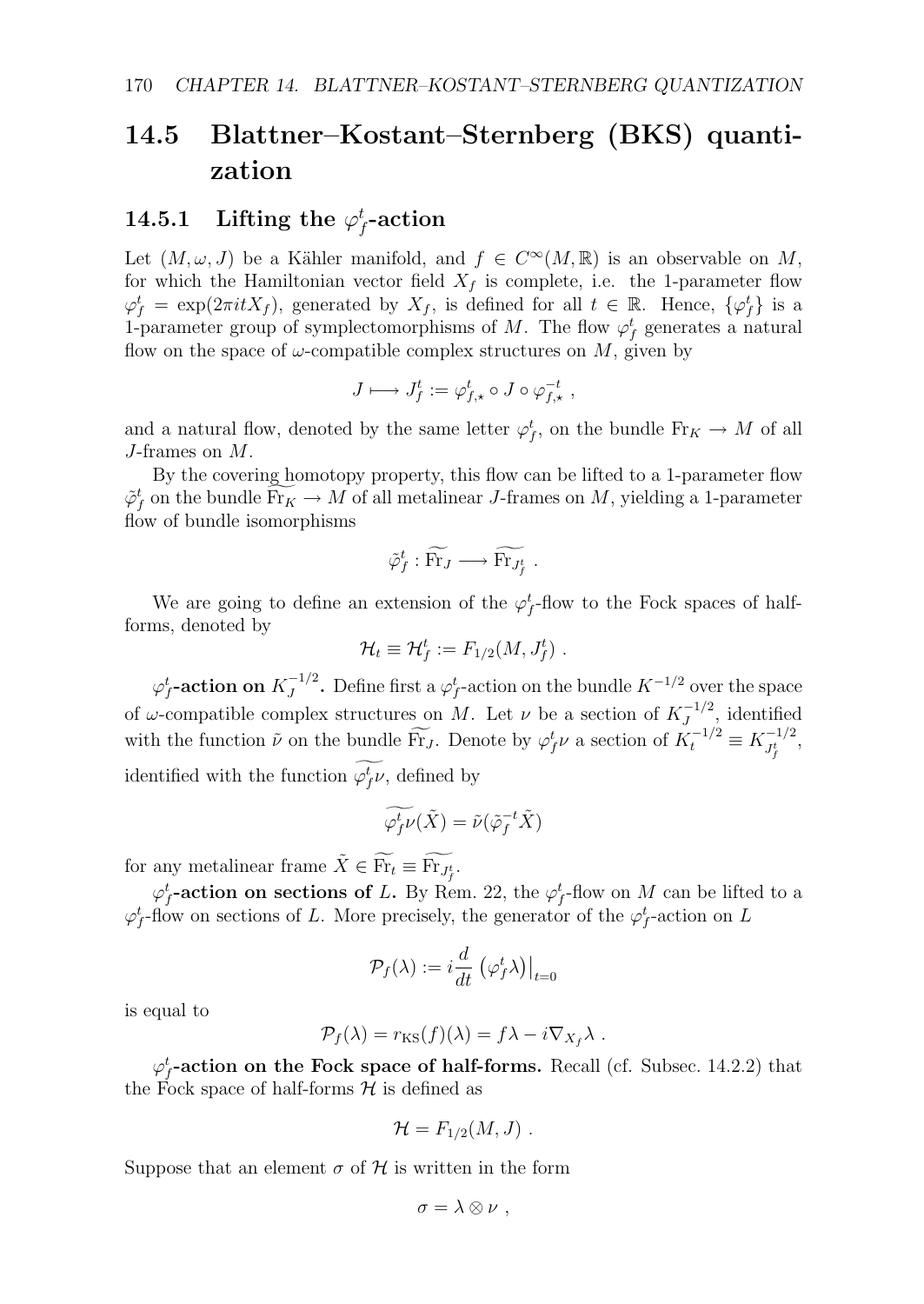## 14.5 Blattner–Kostant–Sternberg (BKS) quantization

### 14.5.1 Lifting the $\varphi_f^t$-action

Let $(M,\omega,J)$ be a Kähler manifold, and $f \in C^\infty(M,\mathbb{R})$ is an observable on $M$, for which the Hamiltonian vector field $X_f$ is complete, i.e. the 1-parameter flow $\varphi_f^t = \exp(2\pi i t X_f)$, generated by $X_f$, is defined for all $t \in \mathbb{R}$. Hence, $\{\varphi_f^t\}$ is a 1-parameter group of symplectomorphisms of $M$. The flow $\varphi_f^t$ generates a natural flow on the space of $\omega$-compatible complex structures on $M$, given by

$$J \longmapsto J_f^t := \varphi_{f,\star}^t \circ J \circ \varphi_{f,\star}^{-t} ,$$

and a natural flow, denoted by the same letter $\varphi_f^t$, on the bundle $\mathrm{Fr}_K \to M$ of all $J$-frames on $M$.

By the covering homotopy property, this flow can be lifted to a 1-parameter flow $\tilde{\varphi}_f^t$ on the bundle $\widetilde{\mathrm{Fr}}_K \to M$ of all metalinear $J$-frames on $M$, yielding a 1-parameter flow of bundle isomorphisms

$$\tilde{\varphi}_f^t : \widetilde{\mathrm{Fr}}_J \longrightarrow \widetilde{\mathrm{Fr}}_{J_f^t} .$$

We are going to define an extension of the $\varphi_f^t$-flow to the Fock spaces of half-forms, denoted by

$$\mathcal{H}_t \equiv \mathcal{H}_f^t := F_{1/2}(M, J_f^t) .$$

**$\varphi_f^t$-action on $K_J^{-1/2}$.** Define first a $\varphi_f^t$-action on the bundle $K^{-1/2}$ over the space of $\omega$-compatible complex structures on $M$. Let $\nu$ be a section of $K_J^{-1/2}$, identified with the function $\tilde{\nu}$ on the bundle $\widetilde{\mathrm{Fr}}_J$. Denote by $\varphi_f^t\nu$ a section of $K_t^{-1/2} \equiv K_{J_f^t}^{-1/2}$, identified with the function $\widetilde{\varphi_f^t\nu}$, defined by

$$\widetilde{\varphi_f^t\nu}(\tilde{X}) = \tilde{\nu}(\tilde{\varphi}_f^{-t}\tilde{X})$$

for any metalinear frame $\tilde{X} \in \widetilde{\mathrm{Fr}}_t \equiv \widetilde{\mathrm{Fr}}_{J_f^t}$.

**$\varphi_f^t$-action on sections of $L$.** By Rem. 22, the $\varphi_f^t$-flow on $M$ can be lifted to a $\varphi_f^t$-flow on sections of $L$. More precisely, the generator of the $\varphi_f^t$-action on $L$

$$\mathcal{P}_f(\lambda) := i\frac{d}{dt}\left(\varphi_f^t\lambda\right)\Big|_{t=0}$$

is equal to

$$\mathcal{P}_f(\lambda) = r_{\mathrm{KS}}(f)(\lambda) = f\lambda - i\nabla_{X_f}\lambda .$$

**$\varphi_f^t$-action on the Fock space of half-forms.** Recall (cf. Subsec. 14.2.2) that the Fock space of half-forms $\mathcal{H}$ is defined as

$$\mathcal{H} = F_{1/2}(M, J) .$$

Suppose that an element $\sigma$ of $\mathcal{H}$ is written in the form

$$\sigma = \lambda \otimes \nu ,$$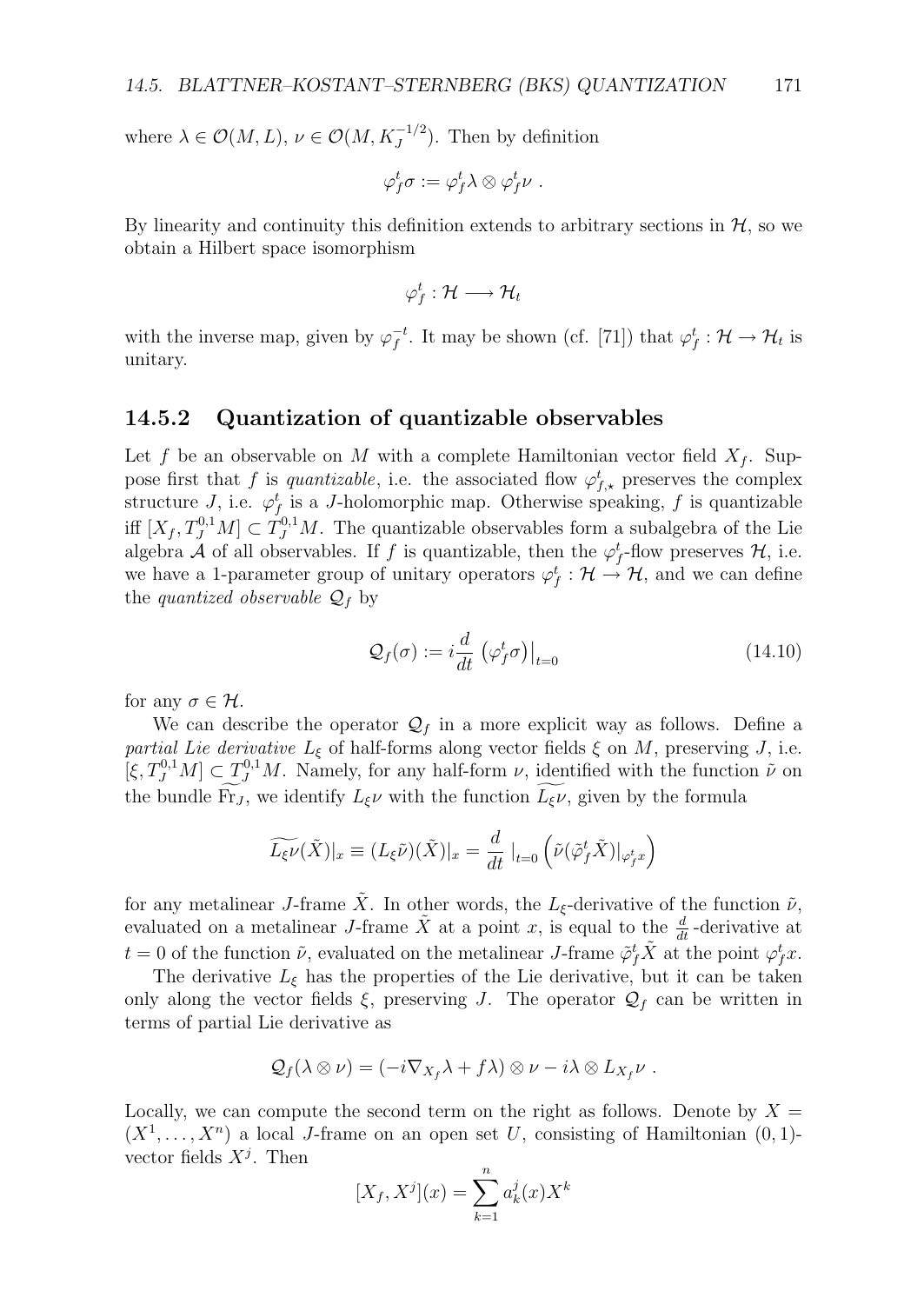where $\lambda \in \mathcal{O}(M, L)$, $\nu \in \mathcal{O}(M, K_J^{-1/2})$. Then by definition

$$\varphi_f^t \sigma := \varphi_f^t \lambda \otimes \varphi_f^t \nu \ .$$

By linearity and continuity this definition extends to arbitrary sections in $\mathcal{H}$, so we obtain a Hilbert space isomorphism

$$\varphi_f^t : \mathcal{H} \longrightarrow \mathcal{H}_t$$

with the inverse map, given by $\varphi_f^{-t}$. It may be shown (cf. [71]) that $\varphi_f^t : \mathcal{H} \to \mathcal{H}_t$ is unitary.

### 14.5.2 Quantization of quantizable observables

Let $f$ be an observable on $M$ with a complete Hamiltonian vector field $X_f$. Suppose first that $f$ is *quantizable*, i.e. the associated flow $\varphi_{f,\star}^t$ preserves the complex structure $J$, i.e. $\varphi_f^t$ is a $J$-holomorphic map. Otherwise speaking, $f$ is quantizable iff $[X_f, T_J^{0,1}M] \subset T_J^{0,1}M$. The quantizable observables form a subalgebra of the Lie algebra $\mathcal{A}$ of all observables. If $f$ is quantizable, then the $\varphi_f^t$-flow preserves $\mathcal{H}$, i.e. we have a 1-parameter group of unitary operators $\varphi_f^t : \mathcal{H} \to \mathcal{H}$, and we can define the *quantized observable* $\mathcal{Q}_f$ by

$$\mathcal{Q}_f(\sigma) := i \frac{d}{dt} \left( \varphi_f^t \sigma \right)\big|_{t=0} \tag{14.10}$$

for any $\sigma \in \mathcal{H}$.

We can describe the operator $\mathcal{Q}_f$ in a more explicit way as follows. Define a *partial Lie derivative* $L_\xi$ of half-forms along vector fields $\xi$ on $M$, preserving $J$, i.e. $[\xi, T_J^{0,1}M] \subset T_J^{0,1}M$. Namely, for any half-form $\nu$, identified with the function $\tilde{\nu}$ on the bundle $\widetilde{\mathrm{Fr}}_J$, we identify $L_\xi \nu$ with the function $\widetilde{L_\xi \nu}$, given by the formula

$$\widetilde{L_\xi \nu}(\tilde{X})|_x \equiv (L_\xi \tilde{\nu})(\tilde{X})|_x = \frac{d}{dt}\ |_{t=0} \left( \tilde{\nu}(\tilde{\varphi}_f^t \tilde{X})|_{\varphi_f^t x} \right)$$

for any metalinear $J$-frame $\tilde{X}$. In other words, the $L_\xi$-derivative of the function $\tilde{\nu}$, evaluated on a metalinear $J$-frame $\tilde{X}$ at a point $x$, is equal to the $\frac{d}{dt}$-derivative at $t = 0$ of the function $\tilde{\nu}$, evaluated on the metalinear $J$-frame $\tilde{\varphi}_f^t \tilde{X}$ at the point $\varphi_f^t x$.

The derivative $L_\xi$ has the properties of the Lie derivative, but it can be taken only along the vector fields $\xi$, preserving $J$. The operator $\mathcal{Q}_f$ can be written in terms of partial Lie derivative as

$$\mathcal{Q}_f(\lambda \otimes \nu) = (-i\nabla_{X_f}\lambda + f\lambda) \otimes \nu - i\lambda \otimes L_{X_f}\nu \ .$$

Locally, we can compute the second term on the right as follows. Denote by $X = (X^1, \ldots, X^n)$ a local $J$-frame on an open set $U$, consisting of Hamiltonian $(0,1)$-vector fields $X^j$. Then

$$[X_f, X^j](x) = \sum_{k=1}^n a_k^j(x) X^k$$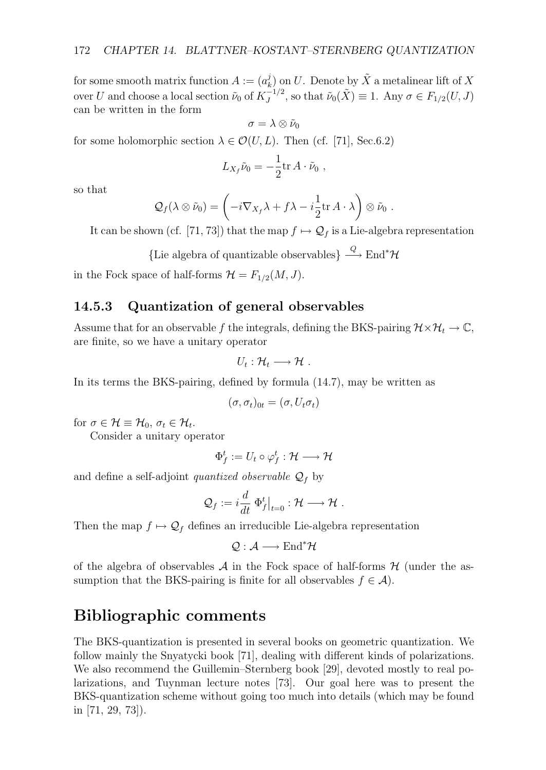for some smooth matrix function $A := (a^j_k)$ on $U$. Denote by $\tilde{X}$ a metalinear lift of $X$ over $U$ and choose a local section $\tilde{\nu}_0$ of $K_J^{-1/2}$, so that $\tilde{\nu}_0(\tilde{X}) \equiv 1$. Any $\sigma \in F_{1/2}(U, J)$ can be written in the form

$$\sigma = \lambda \otimes \tilde{\nu}_0$$

for some holomorphic section $\lambda \in \mathcal{O}(U, L)$. Then (cf. [71], Sec.6.2)

$$L_{X_f} \tilde{\nu}_0 = -\frac{1}{2} \mathrm{tr}\, A \cdot \tilde{\nu}_0 \ ,$$

so that

$$\mathcal{Q}_f(\lambda \otimes \tilde{\nu}_0) = \left( -i \nabla_{X_f} \lambda + f\lambda - i\frac{1}{2} \mathrm{tr}\, A \cdot \lambda \right) \otimes \tilde{\nu}_0 \ .$$

It can be shown (cf. [71, 73]) that the map $f \mapsto \mathcal{Q}_f$ is a Lie-algebra representation

$$\{\text{Lie algebra of quantizable observables}\} \xrightarrow{\mathcal{Q}} \mathrm{End}^* \mathcal{H}$$

in the Fock space of half-forms $\mathcal{H} = F_{1/2}(M, J)$.

### 14.5.3 Quantization of general observables

Assume that for an observable $f$ the integrals, defining the BKS-pairing $\mathcal{H} \times \mathcal{H}_t \to \mathbb{C}$, are finite, so we have a unitary operator

$$U_t : \mathcal{H}_t \longrightarrow \mathcal{H} \ .$$

In its terms the BKS-pairing, defined by formula (14.7), may be written as

$$(\sigma, \sigma_t)_{0t} = (\sigma, U_t \sigma_t)$$

for $\sigma \in \mathcal{H} \equiv \mathcal{H}_0$, $\sigma_t \in \mathcal{H}_t$.

Consider a unitary operator

$$\Phi_f^t := U_t \circ \varphi_f^t : \mathcal{H} \longrightarrow \mathcal{H}$$

and define a self-adjoint *quantized observable* $\mathcal{Q}_f$ by

$$\mathcal{Q}_f := i \frac{d}{dt} \left. \Phi_f^t \right|_{t=0} : \mathcal{H} \longrightarrow \mathcal{H} \ .$$

Then the map $f \mapsto \mathcal{Q}_f$ defines an irreducible Lie-algebra representation

$$\mathcal{Q} : \mathcal{A} \longrightarrow \mathrm{End}^* \mathcal{H}$$

of the algebra of observables $\mathcal{A}$ in the Fock space of half-forms $\mathcal{H}$ (under the assumption that the BKS-pairing is finite for all observables $f \in \mathcal{A}$).

## Bibliographic comments

The BKS-quantization is presented in several books on geometric quantization. We follow mainly the Snyatycki book [71], dealing with different kinds of polarizations. We also recommend the Guillemin–Sternberg book [29], devoted mostly to real polarizations, and Tuynman lecture notes [73]. Our goal here was to present the BKS-quantization scheme without going too much into details (which may be found in [71, 29, 73]).